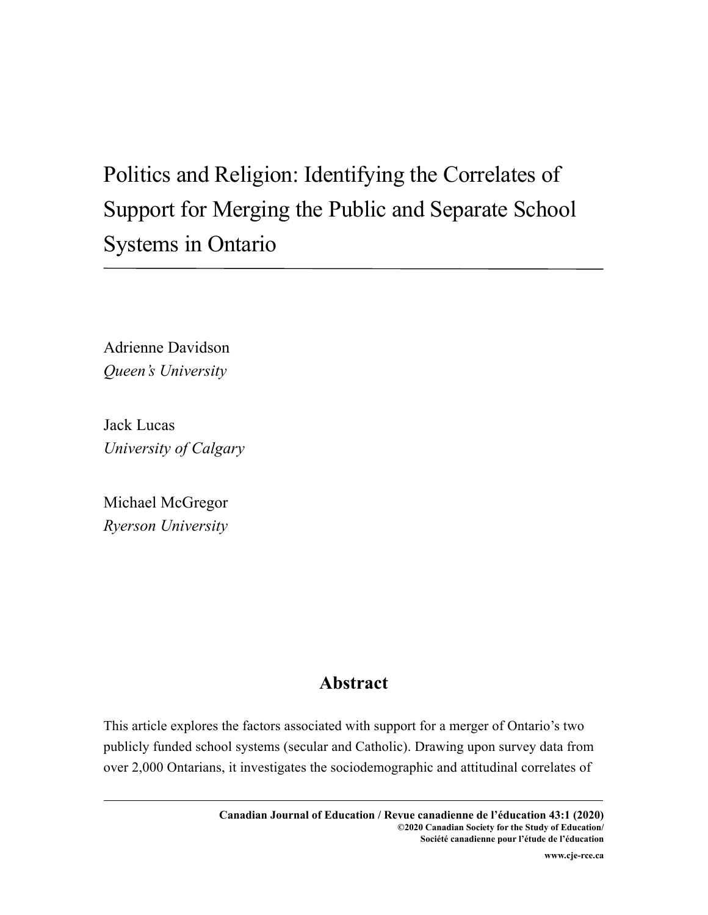# Politics and Religion: Identifying the Correlates of Support for Merging the Public and Separate School Systems in Ontario

Adrienne Davidson
*Queen's University*

Jack Lucas
*University of Calgary*

Michael McGregor
*Ryerson University*

## Abstract

This article explores the factors associated with support for a merger of Ontario's two publicly funded school systems (secular and Catholic). Drawing upon survey data from over 2,000 Ontarians, it investigates the sociodemographic and attitudinal correlates of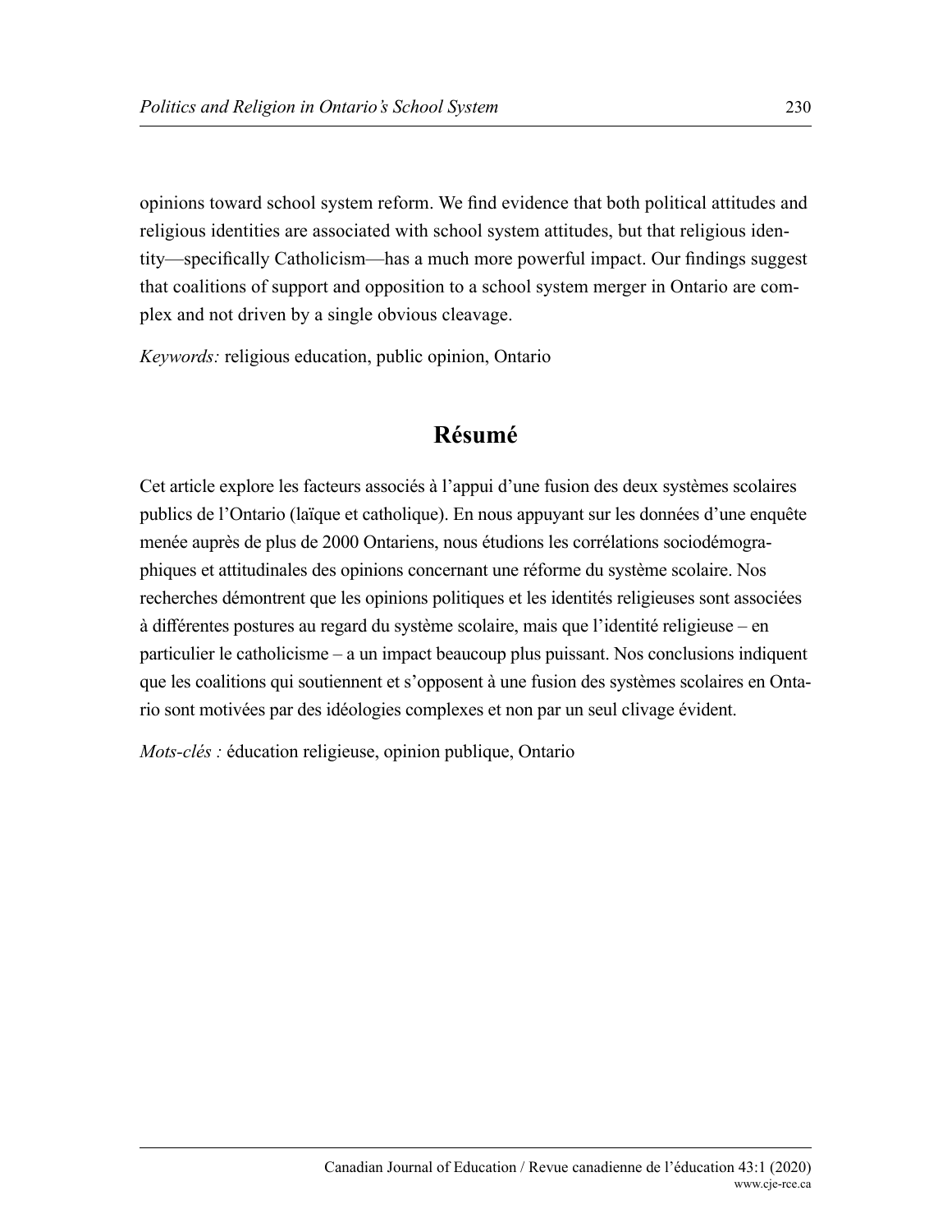opinions toward school system reform. We find evidence that both political attitudes and religious identities are associated with school system attitudes, but that religious identity—specifically Catholicism—has a much more powerful impact. Our findings suggest that coalitions of support and opposition to a school system merger in Ontario are complex and not driven by a single obvious cleavage.

*Keywords:* religious education, public opinion, Ontario

## Résumé

Cet article explore les facteurs associés à l'appui d'une fusion des deux systèmes scolaires publics de l'Ontario (laïque et catholique). En nous appuyant sur les données d'une enquête menée auprès de plus de 2000 Ontariens, nous étudions les corrélations sociodémographiques et attitudinales des opinions concernant une réforme du système scolaire. Nos recherches démontrent que les opinions politiques et les identités religieuses sont associées à différentes postures au regard du système scolaire, mais que l'identité religieuse – en particulier le catholicisme – a un impact beaucoup plus puissant. Nos conclusions indiquent que les coalitions qui soutiennent et s'opposent à une fusion des systèmes scolaires en Ontario sont motivées par des idéologies complexes et non par un seul clivage évident.

*Mots-clés :* éducation religieuse, opinion publique, Ontario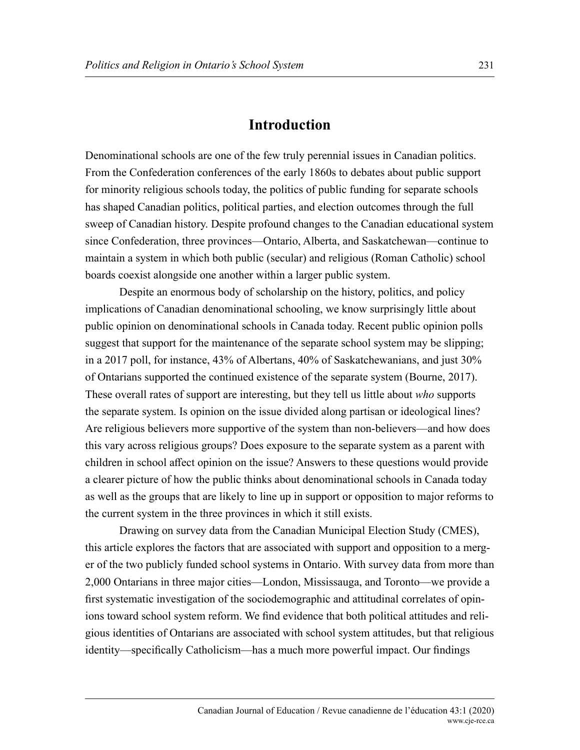## Introduction

Denominational schools are one of the few truly perennial issues in Canadian politics. From the Confederation conferences of the early 1860s to debates about public support for minority religious schools today, the politics of public funding for separate schools has shaped Canadian politics, political parties, and election outcomes through the full sweep of Canadian history. Despite profound changes to the Canadian educational system since Confederation, three provinces—Ontario, Alberta, and Saskatchewan—continue to maintain a system in which both public (secular) and religious (Roman Catholic) school boards coexist alongside one another within a larger public system.

Despite an enormous body of scholarship on the history, politics, and policy implications of Canadian denominational schooling, we know surprisingly little about public opinion on denominational schools in Canada today. Recent public opinion polls suggest that support for the maintenance of the separate school system may be slipping; in a 2017 poll, for instance, 43% of Albertans, 40% of Saskatchewanians, and just 30% of Ontarians supported the continued existence of the separate system (Bourne, 2017). These overall rates of support are interesting, but they tell us little about *who* supports the separate system. Is opinion on the issue divided along partisan or ideological lines? Are religious believers more supportive of the system than non-believers—and how does this vary across religious groups? Does exposure to the separate system as a parent with children in school affect opinion on the issue? Answers to these questions would provide a clearer picture of how the public thinks about denominational schools in Canada today as well as the groups that are likely to line up in support or opposition to major reforms to the current system in the three provinces in which it still exists.

Drawing on survey data from the Canadian Municipal Election Study (CMES), this article explores the factors that are associated with support and opposition to a merger of the two publicly funded school systems in Ontario. With survey data from more than 2,000 Ontarians in three major cities—London, Mississauga, and Toronto—we provide a first systematic investigation of the sociodemographic and attitudinal correlates of opinions toward school system reform. We find evidence that both political attitudes and religious identities of Ontarians are associated with school system attitudes, but that religious identity—specifically Catholicism—has a much more powerful impact. Our findings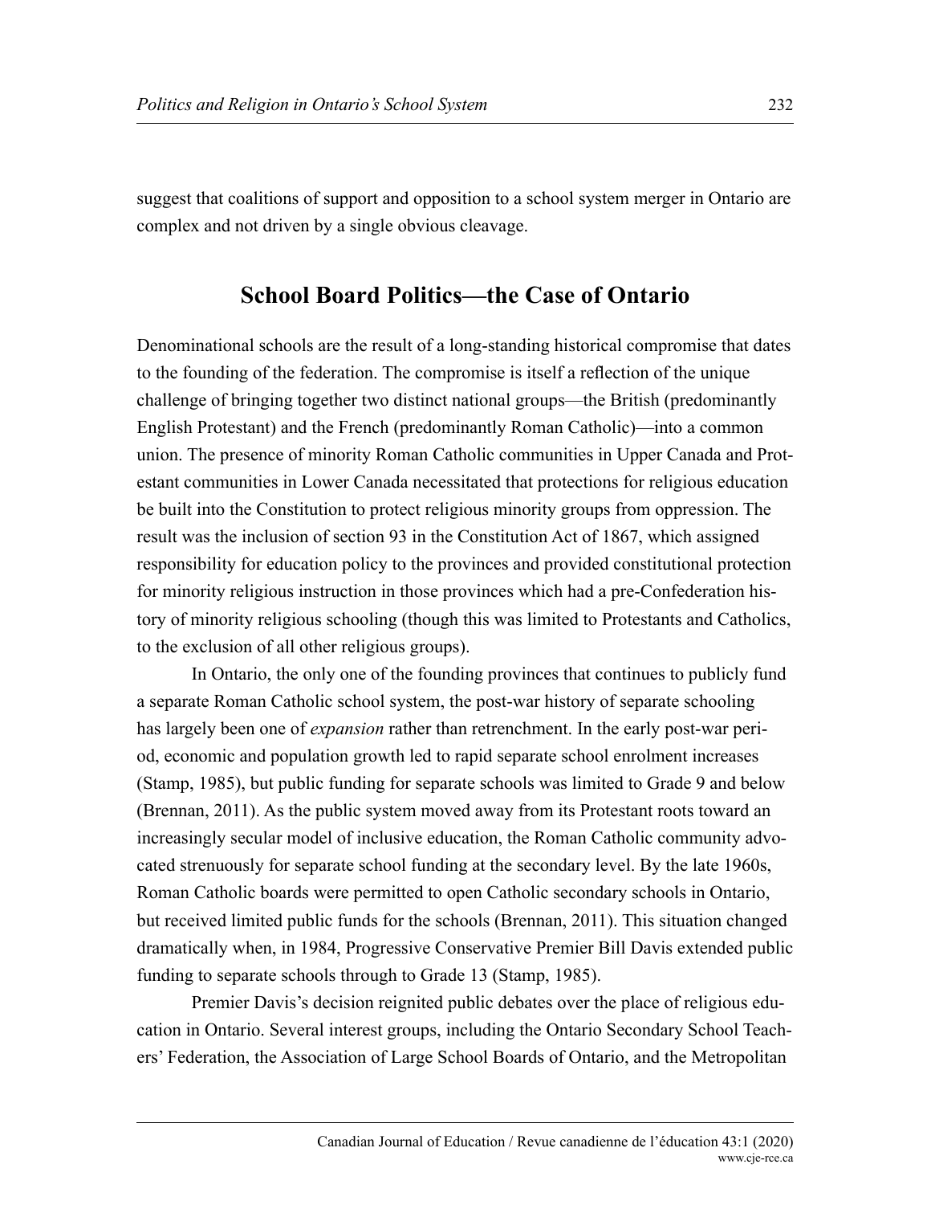suggest that coalitions of support and opposition to a school system merger in Ontario are complex and not driven by a single obvious cleavage.

## School Board Politics—the Case of Ontario

Denominational schools are the result of a long-standing historical compromise that dates to the founding of the federation. The compromise is itself a reflection of the unique challenge of bringing together two distinct national groups—the British (predominantly English Protestant) and the French (predominantly Roman Catholic)—into a common union. The presence of minority Roman Catholic communities in Upper Canada and Protestant communities in Lower Canada necessitated that protections for religious education be built into the Constitution to protect religious minority groups from oppression. The result was the inclusion of section 93 in the Constitution Act of 1867, which assigned responsibility for education policy to the provinces and provided constitutional protection for minority religious instruction in those provinces which had a pre-Confederation history of minority religious schooling (though this was limited to Protestants and Catholics, to the exclusion of all other religious groups).

In Ontario, the only one of the founding provinces that continues to publicly fund a separate Roman Catholic school system, the post-war history of separate schooling has largely been one of *expansion* rather than retrenchment. In the early post-war period, economic and population growth led to rapid separate school enrolment increases (Stamp, 1985), but public funding for separate schools was limited to Grade 9 and below (Brennan, 2011). As the public system moved away from its Protestant roots toward an increasingly secular model of inclusive education, the Roman Catholic community advocated strenuously for separate school funding at the secondary level. By the late 1960s, Roman Catholic boards were permitted to open Catholic secondary schools in Ontario, but received limited public funds for the schools (Brennan, 2011). This situation changed dramatically when, in 1984, Progressive Conservative Premier Bill Davis extended public funding to separate schools through to Grade 13 (Stamp, 1985).

Premier Davis's decision reignited public debates over the place of religious education in Ontario. Several interest groups, including the Ontario Secondary School Teachers' Federation, the Association of Large School Boards of Ontario, and the Metropolitan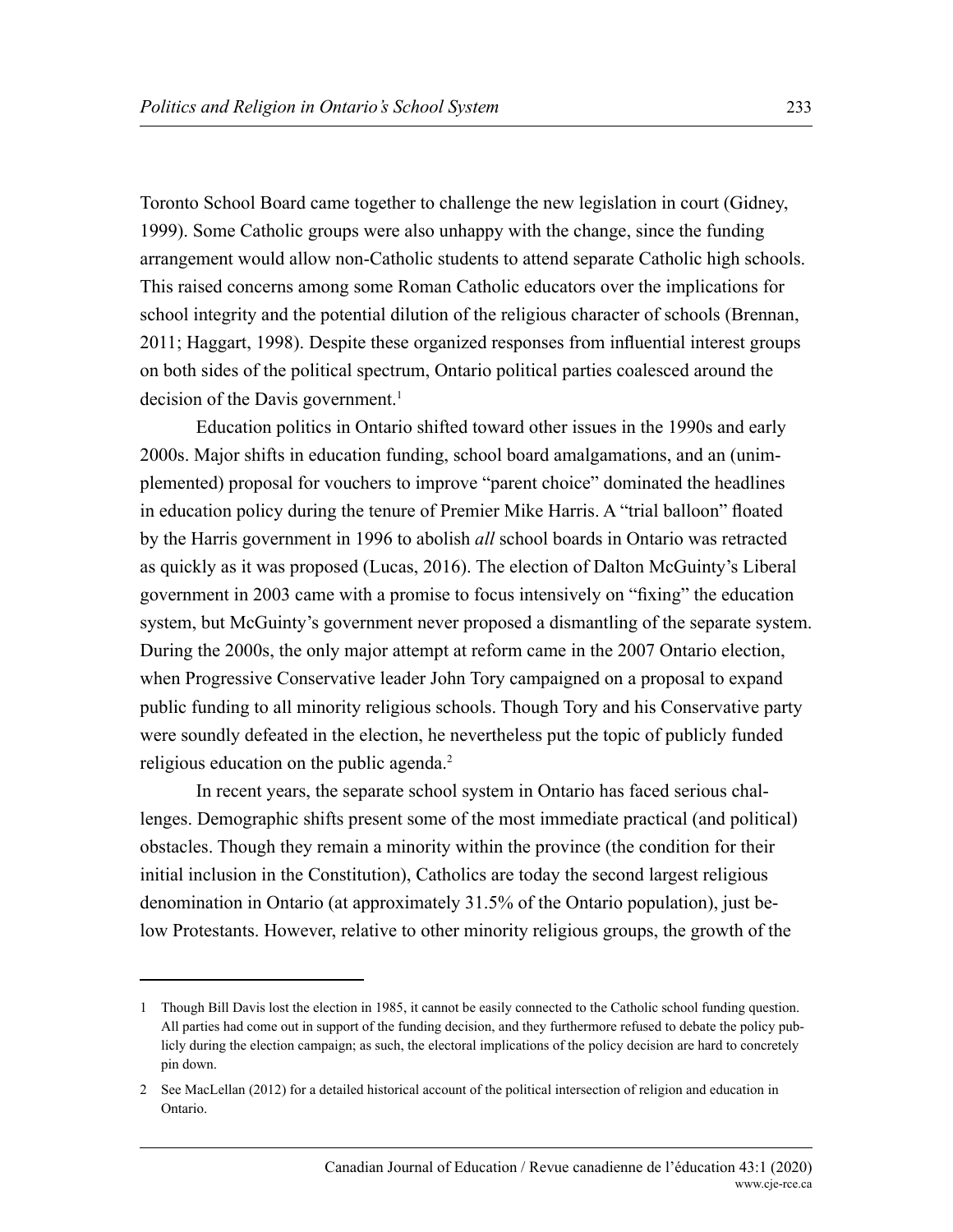Toronto School Board came together to challenge the new legislation in court (Gidney, 1999). Some Catholic groups were also unhappy with the change, since the funding arrangement would allow non-Catholic students to attend separate Catholic high schools. This raised concerns among some Roman Catholic educators over the implications for school integrity and the potential dilution of the religious character of schools (Brennan, 2011; Haggart, 1998). Despite these organized responses from influential interest groups on both sides of the political spectrum, Ontario political parties coalesced around the decision of the Davis government.[1]

Education politics in Ontario shifted toward other issues in the 1990s and early 2000s. Major shifts in education funding, school board amalgamations, and an (unimplemented) proposal for vouchers to improve "parent choice" dominated the headlines in education policy during the tenure of Premier Mike Harris. A "trial balloon" floated by the Harris government in 1996 to abolish *all* school boards in Ontario was retracted as quickly as it was proposed (Lucas, 2016). The election of Dalton McGuinty's Liberal government in 2003 came with a promise to focus intensively on "fixing" the education system, but McGuinty's government never proposed a dismantling of the separate system. During the 2000s, the only major attempt at reform came in the 2007 Ontario election, when Progressive Conservative leader John Tory campaigned on a proposal to expand public funding to all minority religious schools. Though Tory and his Conservative party were soundly defeated in the election, he nevertheless put the topic of publicly funded religious education on the public agenda.[2]

In recent years, the separate school system in Ontario has faced serious challenges. Demographic shifts present some of the most immediate practical (and political) obstacles. Though they remain a minority within the province (the condition for their initial inclusion in the Constitution), Catholics are today the second largest religious denomination in Ontario (at approximately 31.5% of the Ontario population), just below Protestants. However, relative to other minority religious groups, the growth of the

---

1 Though Bill Davis lost the election in 1985, it cannot be easily connected to the Catholic school funding question. All parties had come out in support of the funding decision, and they furthermore refused to debate the policy publicly during the election campaign; as such, the electoral implications of the policy decision are hard to concretely pin down.

2 See MacLellan (2012) for a detailed historical account of the political intersection of religion and education in Ontario.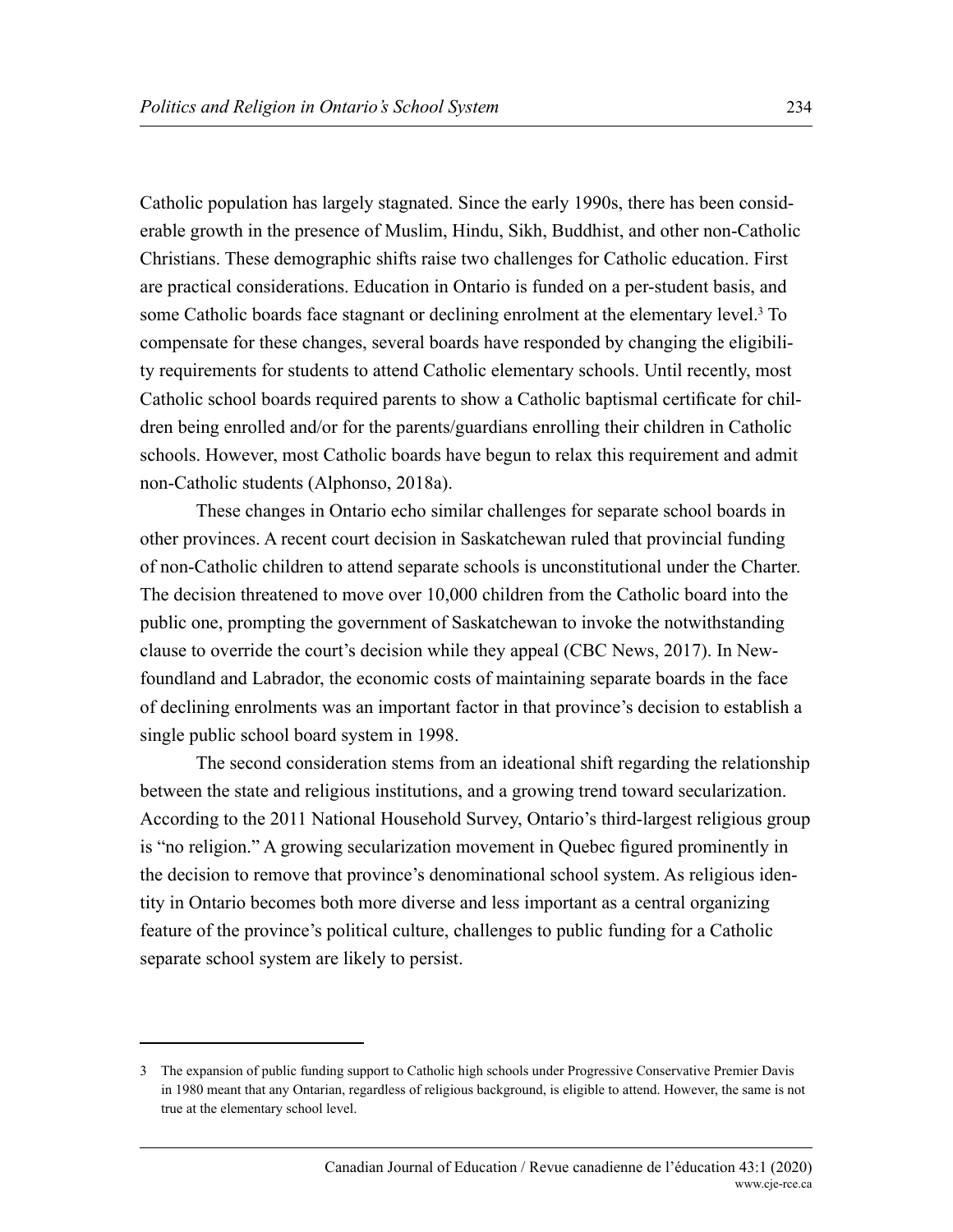Catholic population has largely stagnated. Since the early 1990s, there has been considerable growth in the presence of Muslim, Hindu, Sikh, Buddhist, and other non-Catholic Christians. These demographic shifts raise two challenges for Catholic education. First are practical considerations. Education in Ontario is funded on a per-student basis, and some Catholic boards face stagnant or declining enrolment at the elementary level.[3] To compensate for these changes, several boards have responded by changing the eligibility requirements for students to attend Catholic elementary schools. Until recently, most Catholic school boards required parents to show a Catholic baptismal certificate for children being enrolled and/or for the parents/guardians enrolling their children in Catholic schools. However, most Catholic boards have begun to relax this requirement and admit non-Catholic students (Alphonso, 2018a).

These changes in Ontario echo similar challenges for separate school boards in other provinces. A recent court decision in Saskatchewan ruled that provincial funding of non-Catholic children to attend separate schools is unconstitutional under the Charter. The decision threatened to move over 10,000 children from the Catholic board into the public one, prompting the government of Saskatchewan to invoke the notwithstanding clause to override the court's decision while they appeal (CBC News, 2017). In Newfoundland and Labrador, the economic costs of maintaining separate boards in the face of declining enrolments was an important factor in that province's decision to establish a single public school board system in 1998.

The second consideration stems from an ideational shift regarding the relationship between the state and religious institutions, and a growing trend toward secularization. According to the 2011 National Household Survey, Ontario's third-largest religious group is "no religion." A growing secularization movement in Quebec figured prominently in the decision to remove that province's denominational school system. As religious identity in Ontario becomes both more diverse and less important as a central organizing feature of the province's political culture, challenges to public funding for a Catholic separate school system are likely to persist.

---

3 The expansion of public funding support to Catholic high schools under Progressive Conservative Premier Davis in 1980 meant that any Ontarian, regardless of religious background, is eligible to attend. However, the same is not true at the elementary school level.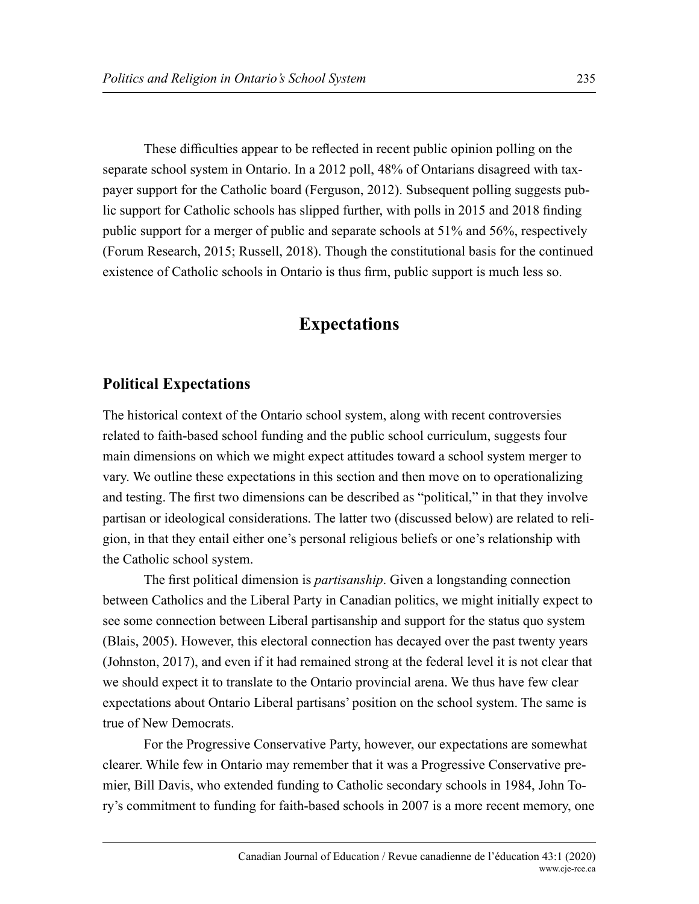These difficulties appear to be reflected in recent public opinion polling on the separate school system in Ontario. In a 2012 poll, 48% of Ontarians disagreed with taxpayer support for the Catholic board (Ferguson, 2012). Subsequent polling suggests public support for Catholic schools has slipped further, with polls in 2015 and 2018 finding public support for a merger of public and separate schools at 51% and 56%, respectively (Forum Research, 2015; Russell, 2018). Though the constitutional basis for the continued existence of Catholic schools in Ontario is thus firm, public support is much less so.

## Expectations

### Political Expectations

The historical context of the Ontario school system, along with recent controversies related to faith-based school funding and the public school curriculum, suggests four main dimensions on which we might expect attitudes toward a school system merger to vary. We outline these expectations in this section and then move on to operationalizing and testing. The first two dimensions can be described as "political," in that they involve partisan or ideological considerations. The latter two (discussed below) are related to religion, in that they entail either one's personal religious beliefs or one's relationship with the Catholic school system.

The first political dimension is *partisanship*. Given a longstanding connection between Catholics and the Liberal Party in Canadian politics, we might initially expect to see some connection between Liberal partisanship and support for the status quo system (Blais, 2005). However, this electoral connection has decayed over the past twenty years (Johnston, 2017), and even if it had remained strong at the federal level it is not clear that we should expect it to translate to the Ontario provincial arena. We thus have few clear expectations about Ontario Liberal partisans' position on the school system. The same is true of New Democrats.

For the Progressive Conservative Party, however, our expectations are somewhat clearer. While few in Ontario may remember that it was a Progressive Conservative premier, Bill Davis, who extended funding to Catholic secondary schools in 1984, John Tory's commitment to funding for faith-based schools in 2007 is a more recent memory, one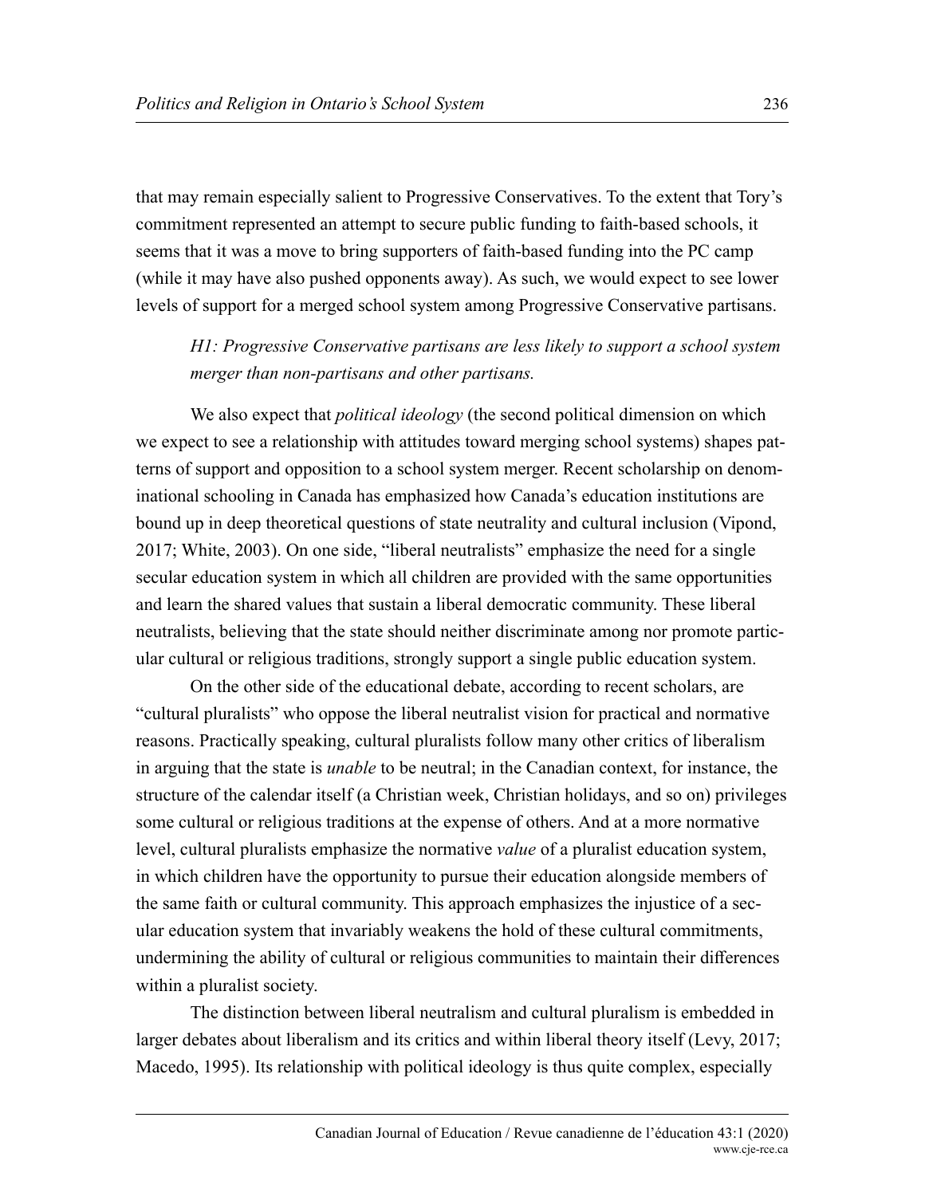that may remain especially salient to Progressive Conservatives. To the extent that Tory's commitment represented an attempt to secure public funding to faith-based schools, it seems that it was a move to bring supporters of faith-based funding into the PC camp (while it may have also pushed opponents away). As such, we would expect to see lower levels of support for a merged school system among Progressive Conservative partisans.

> *H1: Progressive Conservative partisans are less likely to support a school system merger than non-partisans and other partisans.*

We also expect that *political ideology* (the second political dimension on which we expect to see a relationship with attitudes toward merging school systems) shapes patterns of support and opposition to a school system merger. Recent scholarship on denominational schooling in Canada has emphasized how Canada's education institutions are bound up in deep theoretical questions of state neutrality and cultural inclusion (Vipond, 2017; White, 2003). On one side, "liberal neutralists" emphasize the need for a single secular education system in which all children are provided with the same opportunities and learn the shared values that sustain a liberal democratic community. These liberal neutralists, believing that the state should neither discriminate among nor promote particular cultural or religious traditions, strongly support a single public education system.

On the other side of the educational debate, according to recent scholars, are "cultural pluralists" who oppose the liberal neutralist vision for practical and normative reasons. Practically speaking, cultural pluralists follow many other critics of liberalism in arguing that the state is *unable* to be neutral; in the Canadian context, for instance, the structure of the calendar itself (a Christian week, Christian holidays, and so on) privileges some cultural or religious traditions at the expense of others. And at a more normative level, cultural pluralists emphasize the normative *value* of a pluralist education system, in which children have the opportunity to pursue their education alongside members of the same faith or cultural community. This approach emphasizes the injustice of a secular education system that invariably weakens the hold of these cultural commitments, undermining the ability of cultural or religious communities to maintain their differences within a pluralist society.

The distinction between liberal neutralism and cultural pluralism is embedded in larger debates about liberalism and its critics and within liberal theory itself (Levy, 2017; Macedo, 1995). Its relationship with political ideology is thus quite complex, especially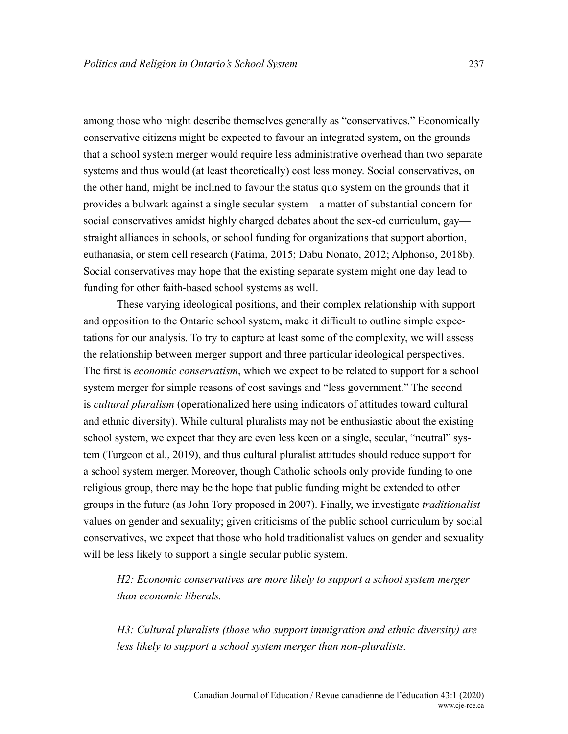among those who might describe themselves generally as "conservatives." Economically conservative citizens might be expected to favour an integrated system, on the grounds that a school system merger would require less administrative overhead than two separate systems and thus would (at least theoretically) cost less money. Social conservatives, on the other hand, might be inclined to favour the status quo system on the grounds that it provides a bulwark against a single secular system—a matter of substantial concern for social conservatives amidst highly charged debates about the sex-ed curriculum, gay—straight alliances in schools, or school funding for organizations that support abortion, euthanasia, or stem cell research (Fatima, 2015; Dabu Nonato, 2012; Alphonso, 2018b). Social conservatives may hope that the existing separate system might one day lead to funding for other faith-based school systems as well.

These varying ideological positions, and their complex relationship with support and opposition to the Ontario school system, make it difficult to outline simple expectations for our analysis. To try to capture at least some of the complexity, we will assess the relationship between merger support and three particular ideological perspectives. The first is *economic conservatism*, which we expect to be related to support for a school system merger for simple reasons of cost savings and "less government." The second is *cultural pluralism* (operationalized here using indicators of attitudes toward cultural and ethnic diversity). While cultural pluralists may not be enthusiastic about the existing school system, we expect that they are even less keen on a single, secular, "neutral" system (Turgeon et al., 2019), and thus cultural pluralist attitudes should reduce support for a school system merger. Moreover, though Catholic schools only provide funding to one religious group, there may be the hope that public funding might be extended to other groups in the future (as John Tory proposed in 2007). Finally, we investigate *traditionalist* values on gender and sexuality; given criticisms of the public school curriculum by social conservatives, we expect that those who hold traditionalist values on gender and sexuality will be less likely to support a single secular public system.

*H2: Economic conservatives are more likely to support a school system merger than economic liberals.*

*H3: Cultural pluralists (those who support immigration and ethnic diversity) are less likely to support a school system merger than non-pluralists.*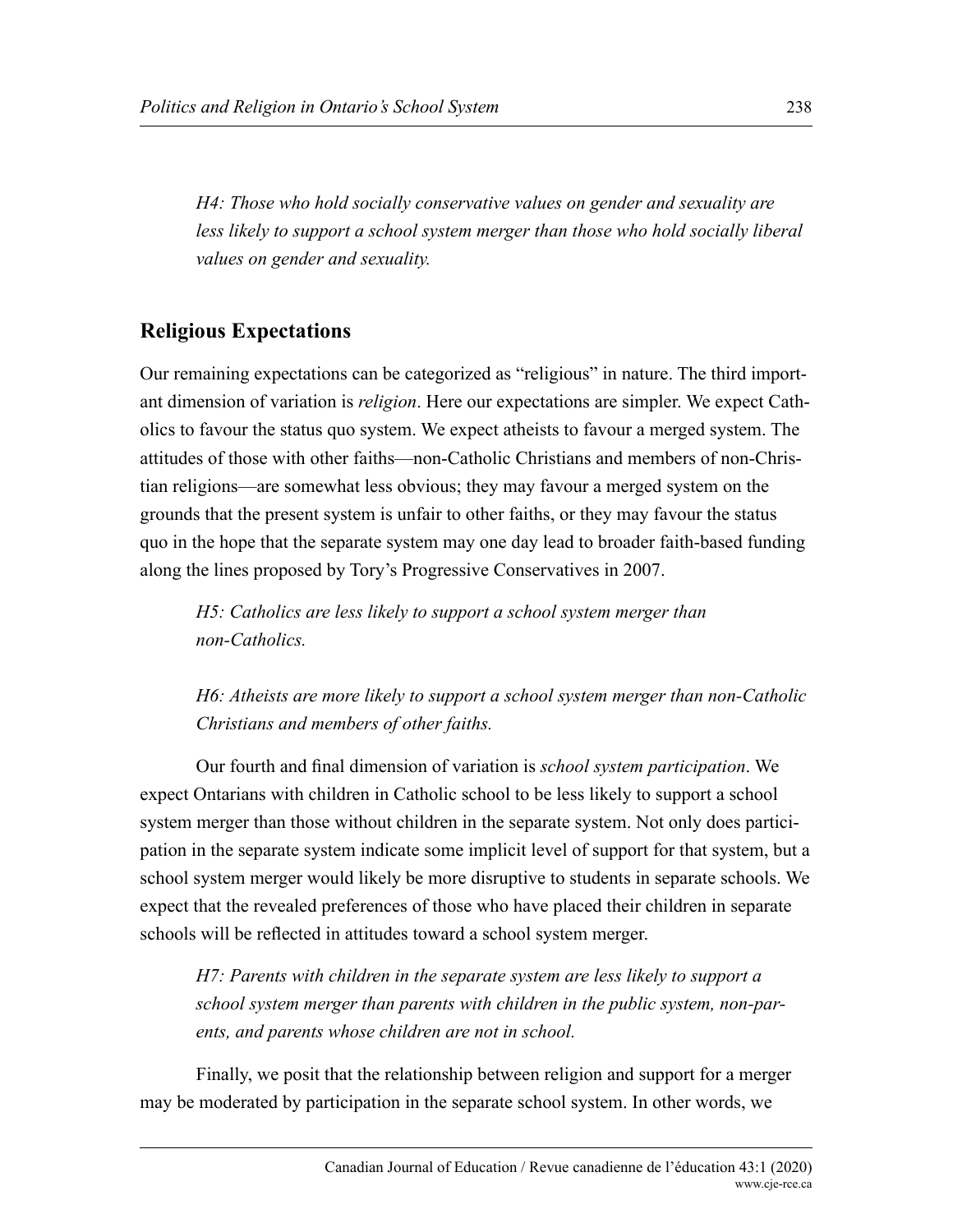*H4: Those who hold socially conservative values on gender and sexuality are less likely to support a school system merger than those who hold socially liberal values on gender and sexuality.*

## Religious Expectations

Our remaining expectations can be categorized as "religious" in nature. The third important dimension of variation is *religion*. Here our expectations are simpler. We expect Catholics to favour the status quo system. We expect atheists to favour a merged system. The attitudes of those with other faiths—non-Catholic Christians and members of non-Christian religions—are somewhat less obvious; they may favour a merged system on the grounds that the present system is unfair to other faiths, or they may favour the status quo in the hope that the separate system may one day lead to broader faith-based funding along the lines proposed by Tory's Progressive Conservatives in 2007.

*H5: Catholics are less likely to support a school system merger than non-Catholics.*

*H6: Atheists are more likely to support a school system merger than non-Catholic Christians and members of other faiths.*

Our fourth and final dimension of variation is *school system participation*. We expect Ontarians with children in Catholic school to be less likely to support a school system merger than those without children in the separate system. Not only does participation in the separate system indicate some implicit level of support for that system, but a school system merger would likely be more disruptive to students in separate schools. We expect that the revealed preferences of those who have placed their children in separate schools will be reflected in attitudes toward a school system merger.

*H7: Parents with children in the separate system are less likely to support a school system merger than parents with children in the public system, non-parents, and parents whose children are not in school.*

Finally, we posit that the relationship between religion and support for a merger may be moderated by participation in the separate school system. In other words, we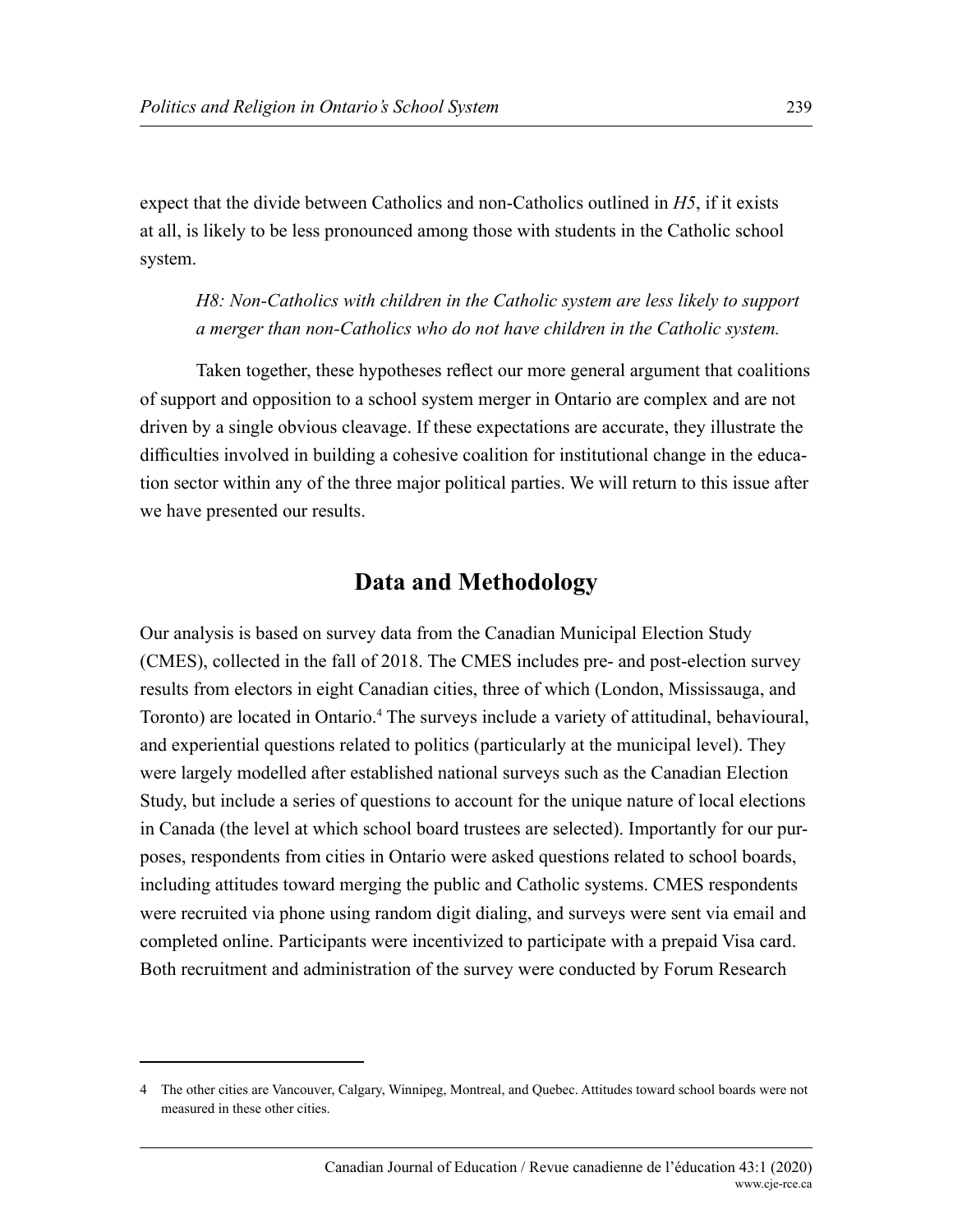expect that the divide between Catholics and non-Catholics outlined in *H5*, if it exists at all, is likely to be less pronounced among those with students in the Catholic school system.

> *H8: Non-Catholics with children in the Catholic system are less likely to support a merger than non-Catholics who do not have children in the Catholic system.*

Taken together, these hypotheses reflect our more general argument that coalitions of support and opposition to a school system merger in Ontario are complex and are not driven by a single obvious cleavage. If these expectations are accurate, they illustrate the difficulties involved in building a cohesive coalition for institutional change in the education sector within any of the three major political parties. We will return to this issue after we have presented our results.

## Data and Methodology

Our analysis is based on survey data from the Canadian Municipal Election Study (CMES), collected in the fall of 2018. The CMES includes pre- and post-election survey results from electors in eight Canadian cities, three of which (London, Mississauga, and Toronto) are located in Ontario.[4] The surveys include a variety of attitudinal, behavioural, and experiential questions related to politics (particularly at the municipal level). They were largely modelled after established national surveys such as the Canadian Election Study, but include a series of questions to account for the unique nature of local elections in Canada (the level at which school board trustees are selected). Importantly for our purposes, respondents from cities in Ontario were asked questions related to school boards, including attitudes toward merging the public and Catholic systems. CMES respondents were recruited via phone using random digit dialing, and surveys were sent via email and completed online. Participants were incentivized to participate with a prepaid Visa card. Both recruitment and administration of the survey were conducted by Forum Research

---

4 The other cities are Vancouver, Calgary, Winnipeg, Montreal, and Quebec. Attitudes toward school boards were not measured in these other cities.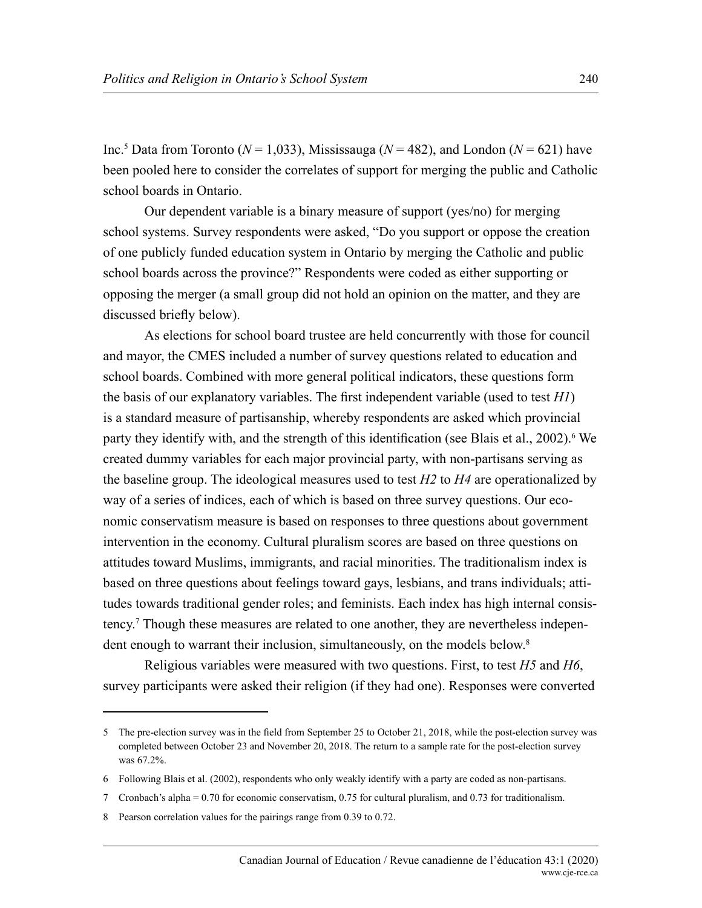Inc.[5] Data from Toronto (*N* = 1,033), Mississauga (*N* = 482), and London (*N* = 621) have been pooled here to consider the correlates of support for merging the public and Catholic school boards in Ontario.

Our dependent variable is a binary measure of support (yes/no) for merging school systems. Survey respondents were asked, "Do you support or oppose the creation of one publicly funded education system in Ontario by merging the Catholic and public school boards across the province?" Respondents were coded as either supporting or opposing the merger (a small group did not hold an opinion on the matter, and they are discussed briefly below).

As elections for school board trustee are held concurrently with those for council and mayor, the CMES included a number of survey questions related to education and school boards. Combined with more general political indicators, these questions form the basis of our explanatory variables. The first independent variable (used to test *H1*) is a standard measure of partisanship, whereby respondents are asked which provincial party they identify with, and the strength of this identification (see Blais et al., 2002).[6] We created dummy variables for each major provincial party, with non-partisans serving as the baseline group. The ideological measures used to test *H2* to *H4* are operationalized by way of a series of indices, each of which is based on three survey questions. Our economic conservatism measure is based on responses to three questions about government intervention in the economy. Cultural pluralism scores are based on three questions on attitudes toward Muslims, immigrants, and racial minorities. The traditionalism index is based on three questions about feelings toward gays, lesbians, and trans individuals; attitudes towards traditional gender roles; and feminists. Each index has high internal consistency.[7] Though these measures are related to one another, they are nevertheless independent enough to warrant their inclusion, simultaneously, on the models below.[8]

Religious variables were measured with two questions. First, to test *H5* and *H6*, survey participants were asked their religion (if they had one). Responses were converted

---

5 The pre-election survey was in the field from September 25 to October 21, 2018, while the post-election survey was completed between October 23 and November 20, 2018. The return to a sample rate for the post-election survey was 67.2%.

6 Following Blais et al. (2002), respondents who only weakly identify with a party are coded as non-partisans.

7 Cronbach's alpha = 0.70 for economic conservatism, 0.75 for cultural pluralism, and 0.73 for traditionalism.

8 Pearson correlation values for the pairings range from 0.39 to 0.72.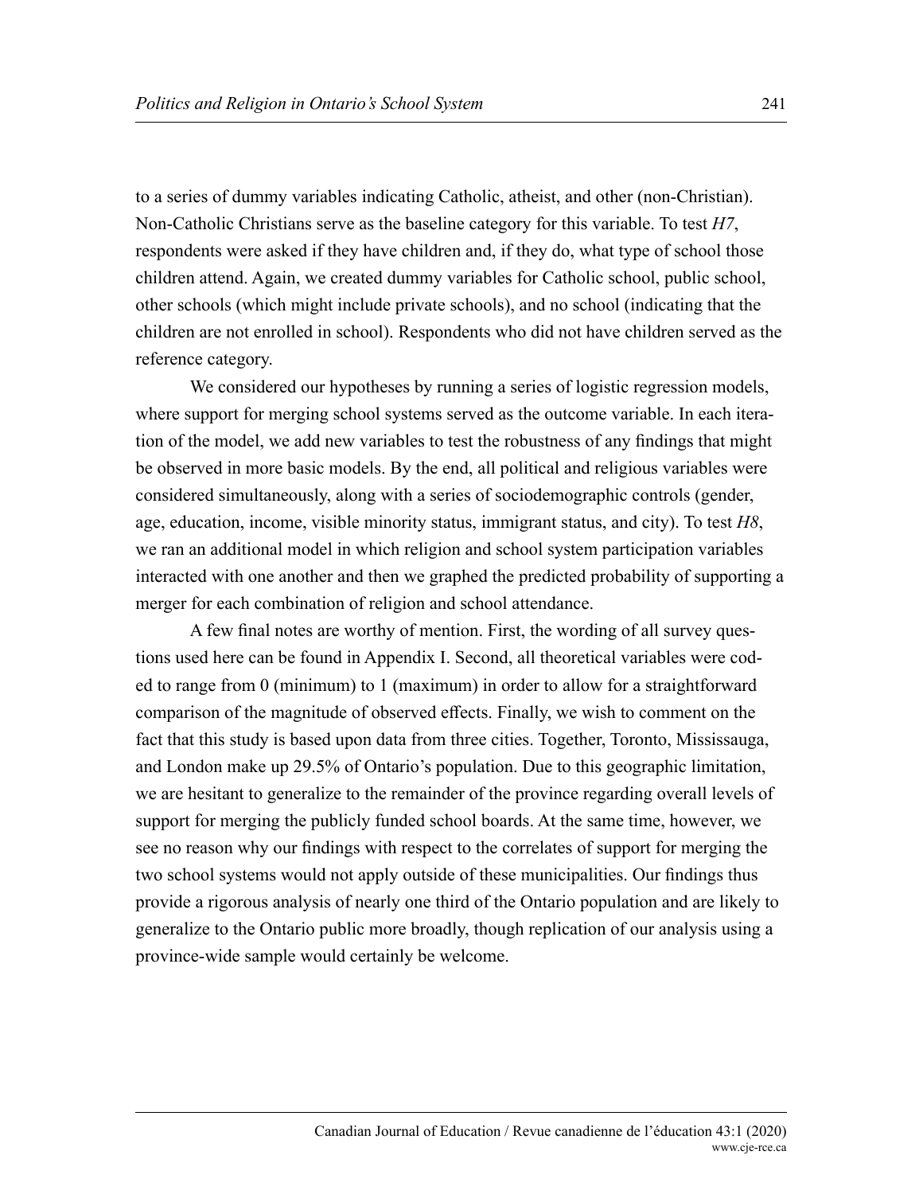to a series of dummy variables indicating Catholic, atheist, and other (non-Christian). Non-Catholic Christians serve as the baseline category for this variable. To test *H7*, respondents were asked if they have children and, if they do, what type of school those children attend. Again, we created dummy variables for Catholic school, public school, other schools (which might include private schools), and no school (indicating that the children are not enrolled in school). Respondents who did not have children served as the reference category.

We considered our hypotheses by running a series of logistic regression models, where support for merging school systems served as the outcome variable. In each iteration of the model, we add new variables to test the robustness of any findings that might be observed in more basic models. By the end, all political and religious variables were considered simultaneously, along with a series of sociodemographic controls (gender, age, education, income, visible minority status, immigrant status, and city). To test *H8*, we ran an additional model in which religion and school system participation variables interacted with one another and then we graphed the predicted probability of supporting a merger for each combination of religion and school attendance.

A few final notes are worthy of mention. First, the wording of all survey questions used here can be found in Appendix I. Second, all theoretical variables were coded to range from 0 (minimum) to 1 (maximum) in order to allow for a straightforward comparison of the magnitude of observed effects. Finally, we wish to comment on the fact that this study is based upon data from three cities. Together, Toronto, Mississauga, and London make up 29.5% of Ontario's population. Due to this geographic limitation, we are hesitant to generalize to the remainder of the province regarding overall levels of support for merging the publicly funded school boards. At the same time, however, we see no reason why our findings with respect to the correlates of support for merging the two school systems would not apply outside of these municipalities. Our findings thus provide a rigorous analysis of nearly one third of the Ontario population and are likely to generalize to the Ontario public more broadly, though replication of our analysis using a province-wide sample would certainly be welcome.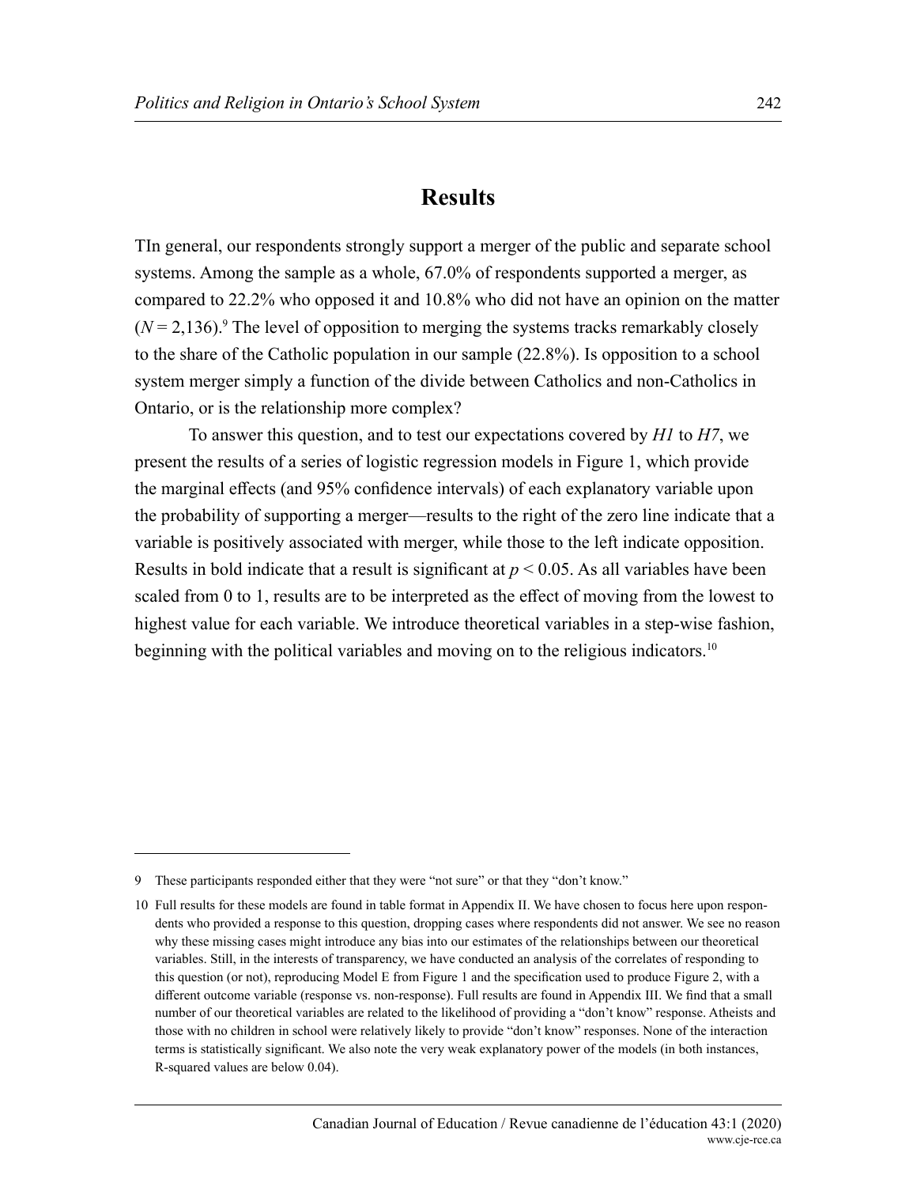## Results

TIn general, our respondents strongly support a merger of the public and separate school systems. Among the sample as a whole, 67.0% of respondents supported a merger, as compared to 22.2% who opposed it and 10.8% who did not have an opinion on the matter ($N$ = 2,136).[9] The level of opposition to merging the systems tracks remarkably closely to the share of the Catholic population in our sample (22.8%). Is opposition to a school system merger simply a function of the divide between Catholics and non-Catholics in Ontario, or is the relationship more complex?

To answer this question, and to test our expectations covered by *H1* to *H7*, we present the results of a series of logistic regression models in Figure 1, which provide the marginal effects (and 95% confidence intervals) of each explanatory variable upon the probability of supporting a merger—results to the right of the zero line indicate that a variable is positively associated with merger, while those to the left indicate opposition. Results in bold indicate that a result is significant at $p < 0.05$. As all variables have been scaled from 0 to 1, results are to be interpreted as the effect of moving from the lowest to highest value for each variable. We introduce theoretical variables in a step-wise fashion, beginning with the political variables and moving on to the religious indicators.[10]

---

9 These participants responded either that they were "not sure" or that they "don't know."

10 Full results for these models are found in table format in Appendix II. We have chosen to focus here upon respondents who provided a response to this question, dropping cases where respondents did not answer. We see no reason why these missing cases might introduce any bias into our estimates of the relationships between our theoretical variables. Still, in the interests of transparency, we have conducted an analysis of the correlates of responding to this question (or not), reproducing Model E from Figure 1 and the specification used to produce Figure 2, with a different outcome variable (response vs. non-response). Full results are found in Appendix III. We find that a small number of our theoretical variables are related to the likelihood of providing a "don't know" response. Atheists and those with no children in school were relatively likely to provide "don't know" responses. None of the interaction terms is statistically significant. We also note the very weak explanatory power of the models (in both instances, R-squared values are below 0.04).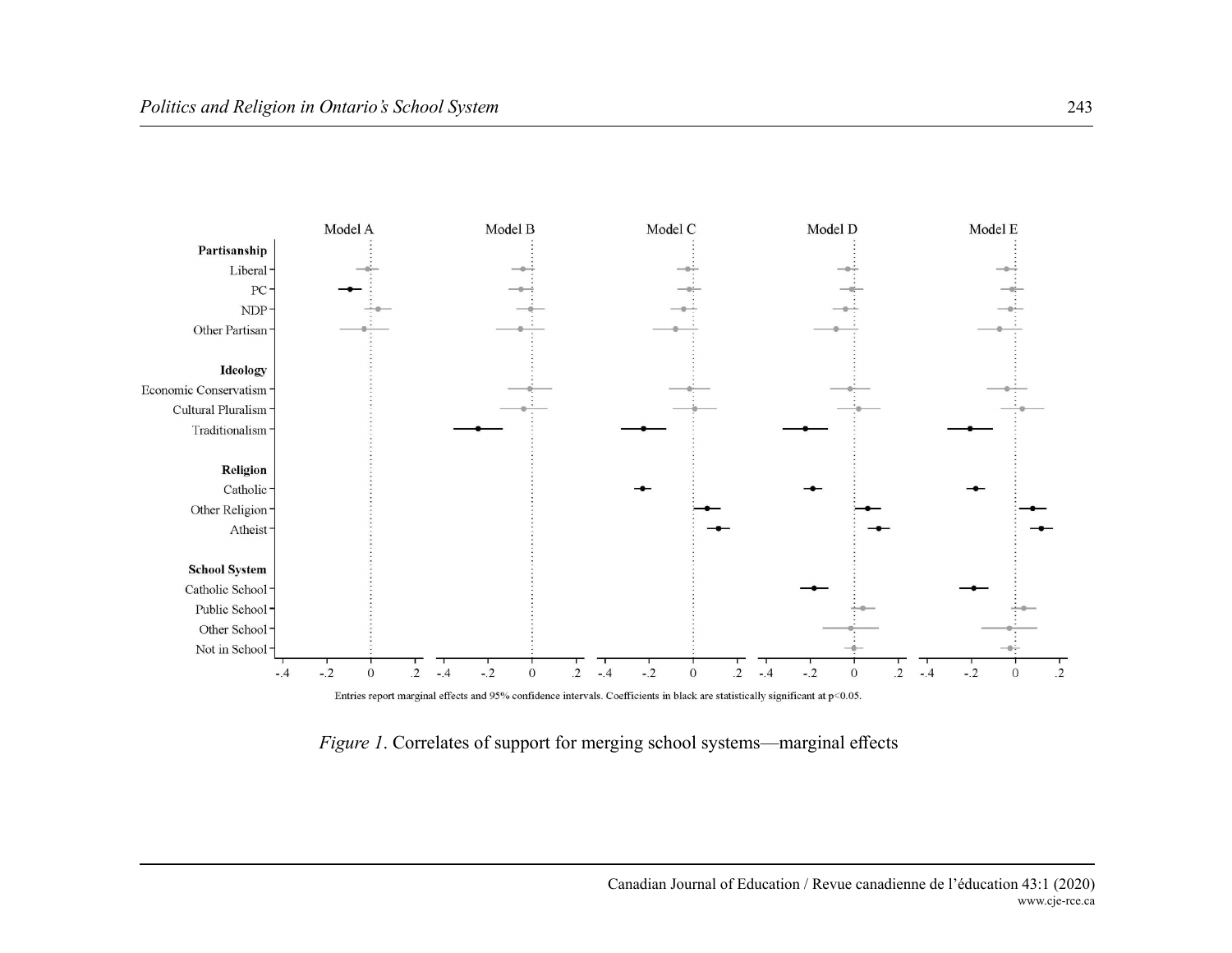Entries report marginal effects and 95% confidence intervals. Coefficients in black are statistically significant at $p<0.05$.

*Figure 1*. Correlates of support for merging school systems—marginal effects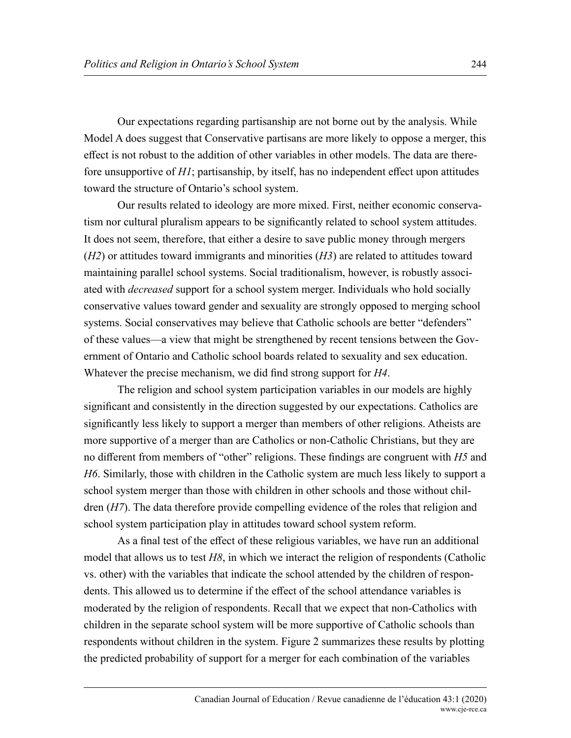Our expectations regarding partisanship are not borne out by the analysis. While Model A does suggest that Conservative partisans are more likely to oppose a merger, this effect is not robust to the addition of other variables in other models. The data are therefore unsupportive of *H1*; partisanship, by itself, has no independent effect upon attitudes toward the structure of Ontario's school system.

Our results related to ideology are more mixed. First, neither economic conservatism nor cultural pluralism appears to be significantly related to school system attitudes. It does not seem, therefore, that either a desire to save public money through mergers (*H2*) or attitudes toward immigrants and minorities (*H3*) are related to attitudes toward maintaining parallel school systems. Social traditionalism, however, is robustly associated with *decreased* support for a school system merger. Individuals who hold socially conservative values toward gender and sexuality are strongly opposed to merging school systems. Social conservatives may believe that Catholic schools are better "defenders" of these values—a view that might be strengthened by recent tensions between the Government of Ontario and Catholic school boards related to sexuality and sex education. Whatever the precise mechanism, we did find strong support for *H4*.

The religion and school system participation variables in our models are highly significant and consistently in the direction suggested by our expectations. Catholics are significantly less likely to support a merger than members of other religions. Atheists are more supportive of a merger than are Catholics or non-Catholic Christians, but they are no different from members of "other" religions. These findings are congruent with *H5* and *H6*. Similarly, those with children in the Catholic system are much less likely to support a school system merger than those with children in other schools and those without children (*H7*). The data therefore provide compelling evidence of the roles that religion and school system participation play in attitudes toward school system reform.

As a final test of the effect of these religious variables, we have run an additional model that allows us to test *H8*, in which we interact the religion of respondents (Catholic vs. other) with the variables that indicate the school attended by the children of respondents. This allowed us to determine if the effect of the school attendance variables is moderated by the religion of respondents. Recall that we expect that non-Catholics with children in the separate school system will be more supportive of Catholic schools than respondents without children in the system. Figure 2 summarizes these results by plotting the predicted probability of support for a merger for each combination of the variables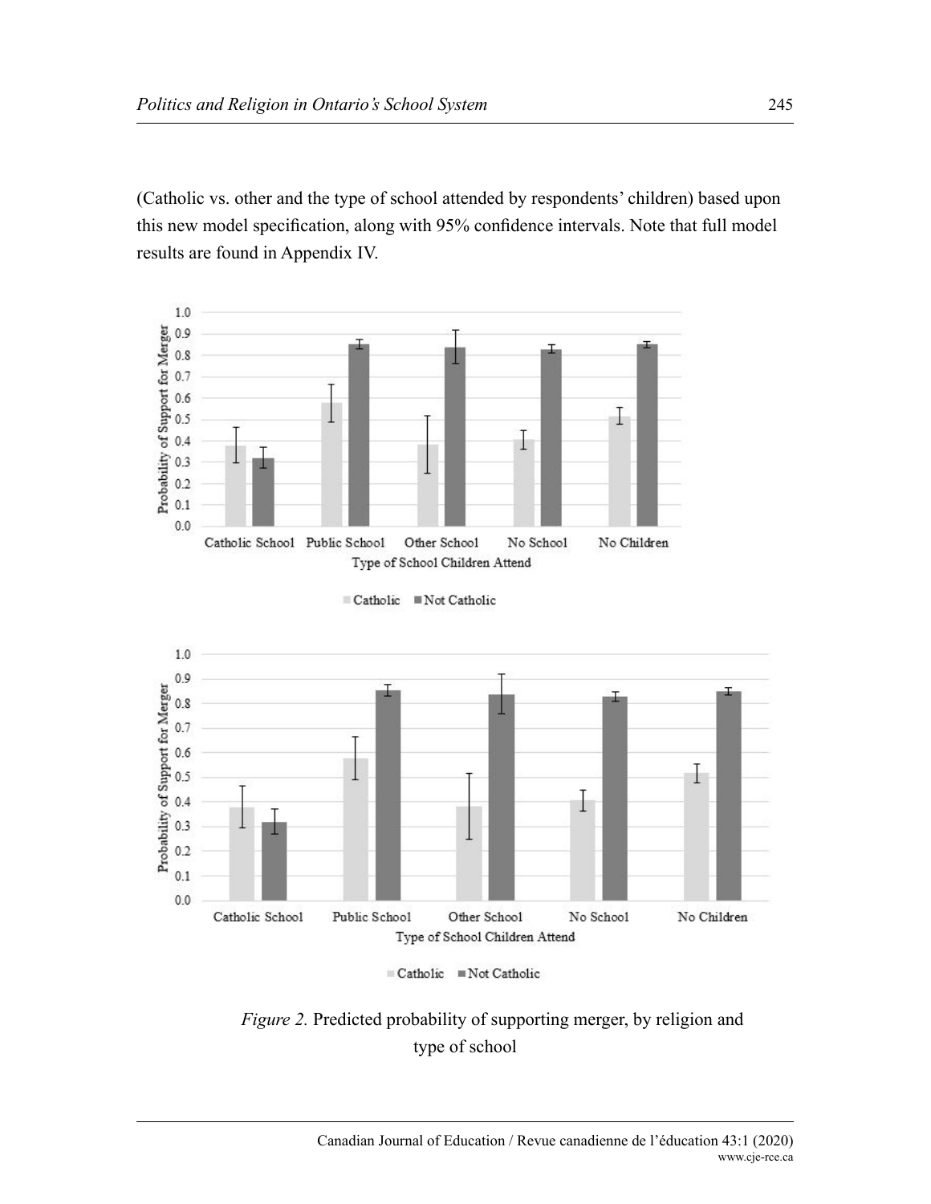(Catholic vs. other and the type of school attended by respondents' children) based upon this new model specification, along with 95% confidence intervals. Note that full model results are found in Appendix IV.

*Figure 2.* Predicted probability of supporting merger, by religion and type of school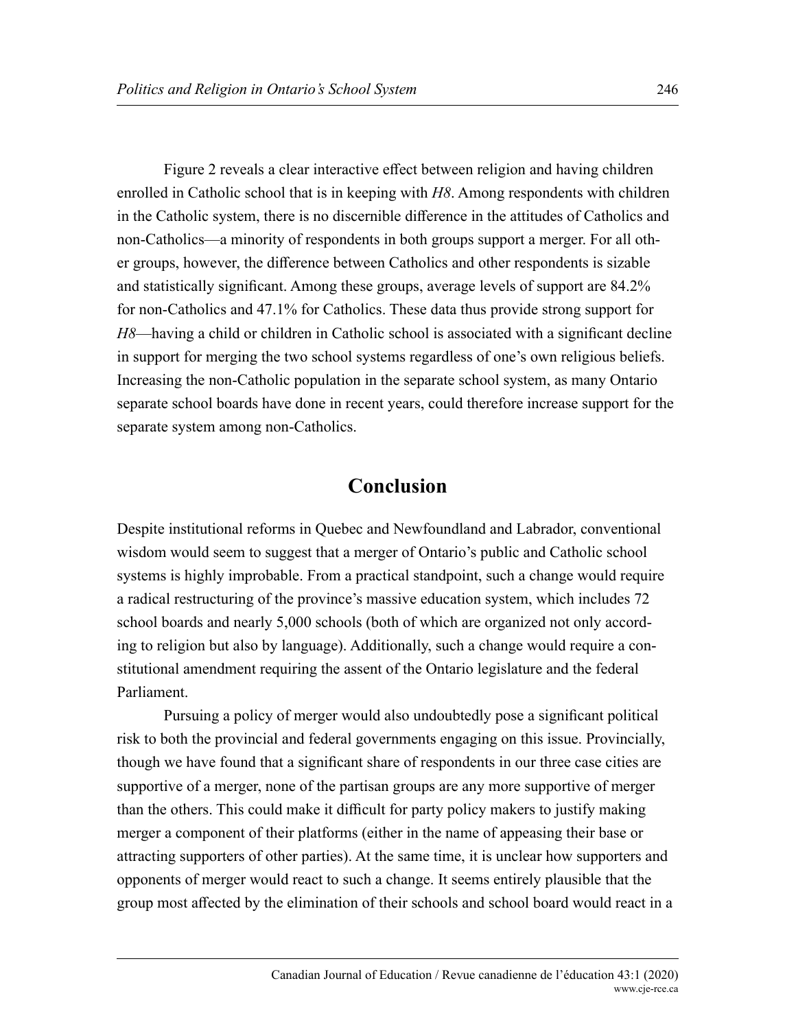Figure 2 reveals a clear interactive effect between religion and having children enrolled in Catholic school that is in keeping with *H8*. Among respondents with children in the Catholic system, there is no discernible difference in the attitudes of Catholics and non-Catholics—a minority of respondents in both groups support a merger. For all other groups, however, the difference between Catholics and other respondents is sizable and statistically significant. Among these groups, average levels of support are 84.2% for non-Catholics and 47.1% for Catholics. These data thus provide strong support for *H8*—having a child or children in Catholic school is associated with a significant decline in support for merging the two school systems regardless of one's own religious beliefs. Increasing the non-Catholic population in the separate school system, as many Ontario separate school boards have done in recent years, could therefore increase support for the separate system among non-Catholics.

## Conclusion

Despite institutional reforms in Quebec and Newfoundland and Labrador, conventional wisdom would seem to suggest that a merger of Ontario's public and Catholic school systems is highly improbable. From a practical standpoint, such a change would require a radical restructuring of the province's massive education system, which includes 72 school boards and nearly 5,000 schools (both of which are organized not only according to religion but also by language). Additionally, such a change would require a constitutional amendment requiring the assent of the Ontario legislature and the federal Parliament.

Pursuing a policy of merger would also undoubtedly pose a significant political risk to both the provincial and federal governments engaging on this issue. Provincially, though we have found that a significant share of respondents in our three case cities are supportive of a merger, none of the partisan groups are any more supportive of merger than the others. This could make it difficult for party policy makers to justify making merger a component of their platforms (either in the name of appeasing their base or attracting supporters of other parties). At the same time, it is unclear how supporters and opponents of merger would react to such a change. It seems entirely plausible that the group most affected by the elimination of their schools and school board would react in a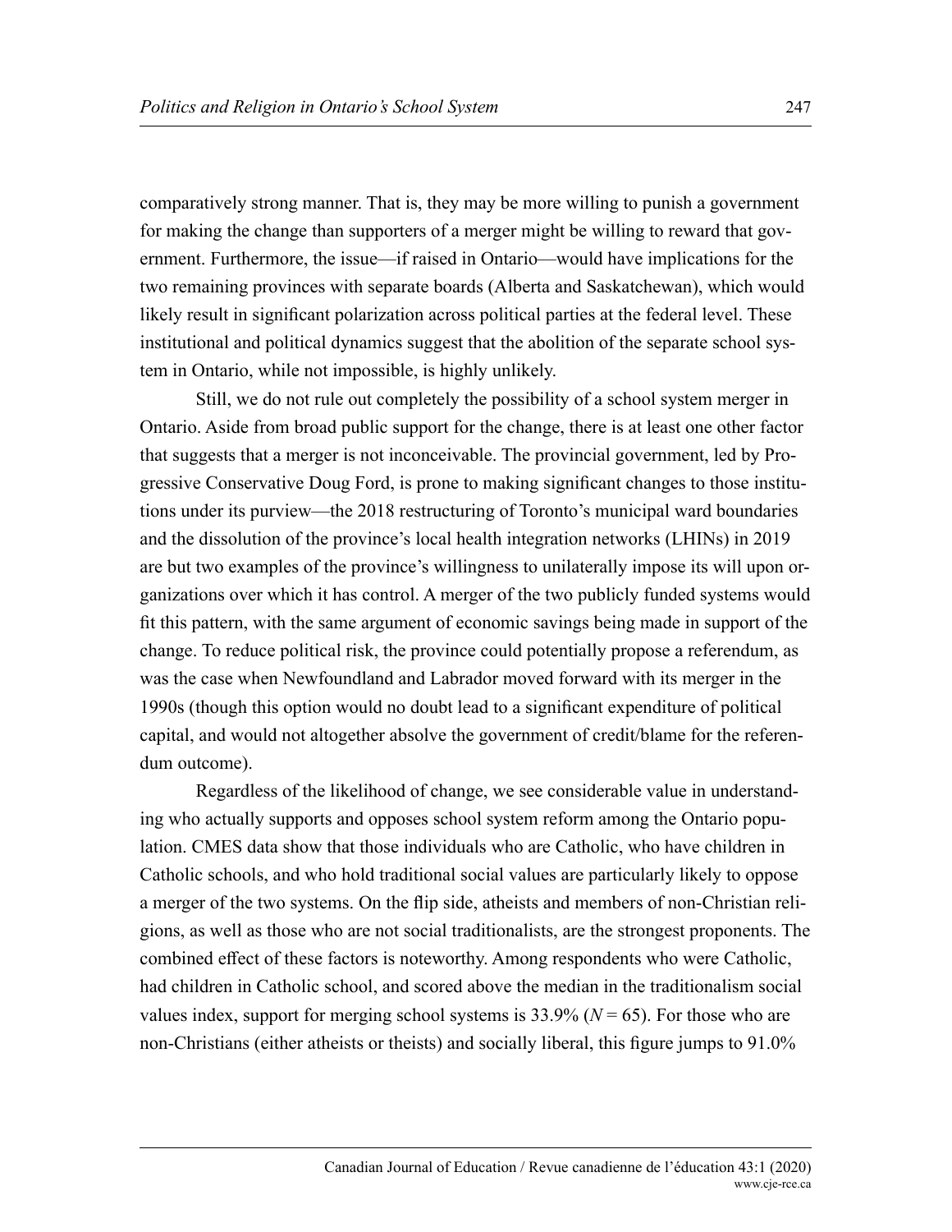comparatively strong manner. That is, they may be more willing to punish a government for making the change than supporters of a merger might be willing to reward that government. Furthermore, the issue—if raised in Ontario—would have implications for the two remaining provinces with separate boards (Alberta and Saskatchewan), which would likely result in significant polarization across political parties at the federal level. These institutional and political dynamics suggest that the abolition of the separate school system in Ontario, while not impossible, is highly unlikely.

Still, we do not rule out completely the possibility of a school system merger in Ontario. Aside from broad public support for the change, there is at least one other factor that suggests that a merger is not inconceivable. The provincial government, led by Progressive Conservative Doug Ford, is prone to making significant changes to those institutions under its purview—the 2018 restructuring of Toronto's municipal ward boundaries and the dissolution of the province's local health integration networks (LHINs) in 2019 are but two examples of the province's willingness to unilaterally impose its will upon organizations over which it has control. A merger of the two publicly funded systems would fit this pattern, with the same argument of economic savings being made in support of the change. To reduce political risk, the province could potentially propose a referendum, as was the case when Newfoundland and Labrador moved forward with its merger in the 1990s (though this option would no doubt lead to a significant expenditure of political capital, and would not altogether absolve the government of credit/blame for the referendum outcome).

Regardless of the likelihood of change, we see considerable value in understanding who actually supports and opposes school system reform among the Ontario population. CMES data show that those individuals who are Catholic, who have children in Catholic schools, and who hold traditional social values are particularly likely to oppose a merger of the two systems. On the flip side, atheists and members of non-Christian religions, as well as those who are not social traditionalists, are the strongest proponents. The combined effect of these factors is noteworthy. Among respondents who were Catholic, had children in Catholic school, and scored above the median in the traditionalism social values index, support for merging school systems is 33.9% ($N = 65$). For those who are non-Christians (either atheists or theists) and socially liberal, this figure jumps to 91.0%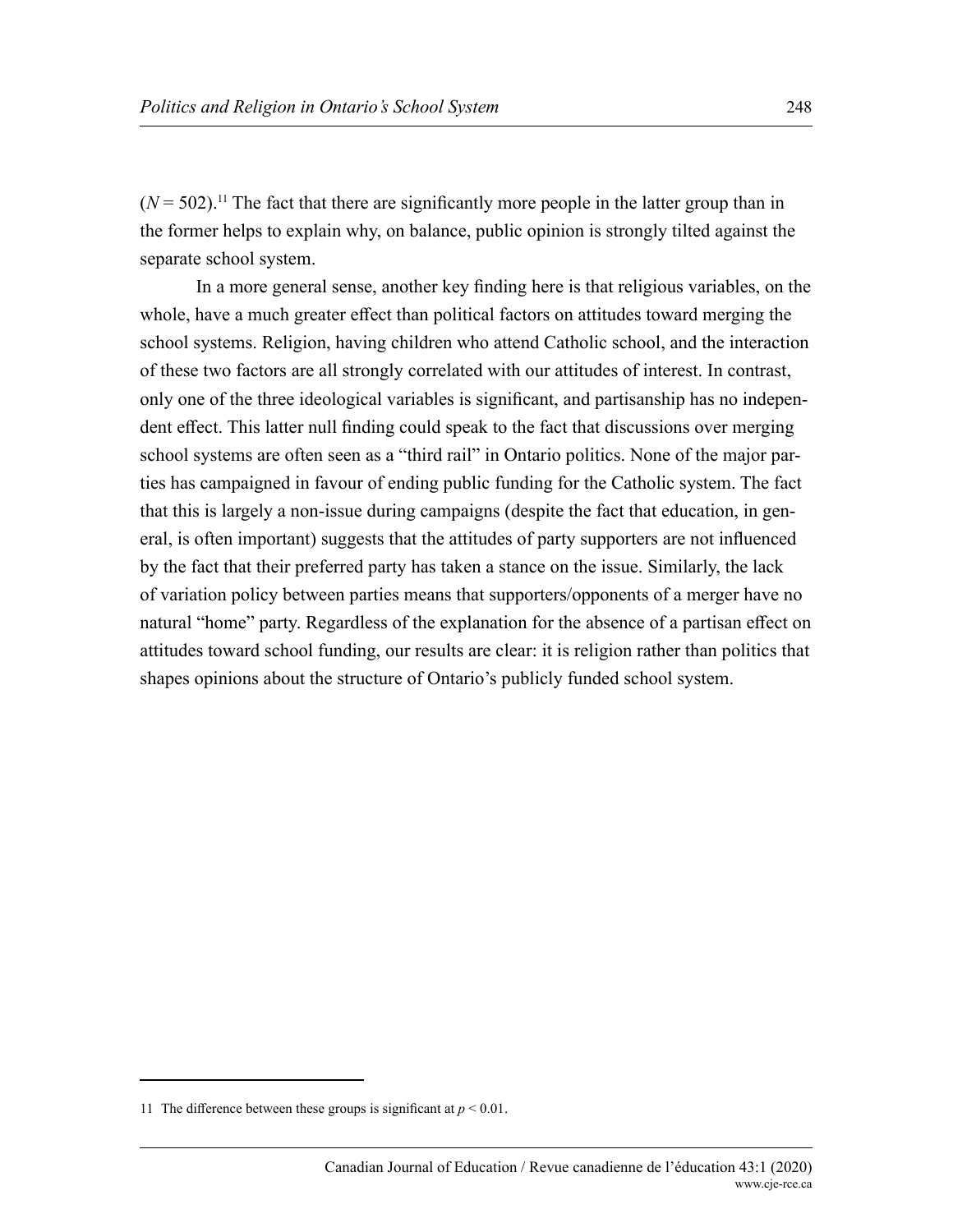($N = 502$).[11] The fact that there are significantly more people in the latter group than in the former helps to explain why, on balance, public opinion is strongly tilted against the separate school system.

In a more general sense, another key finding here is that religious variables, on the whole, have a much greater effect than political factors on attitudes toward merging the school systems. Religion, having children who attend Catholic school, and the interaction of these two factors are all strongly correlated with our attitudes of interest. In contrast, only one of the three ideological variables is significant, and partisanship has no independent effect. This latter null finding could speak to the fact that discussions over merging school systems are often seen as a "third rail" in Ontario politics. None of the major parties has campaigned in favour of ending public funding for the Catholic system. The fact that this is largely a non-issue during campaigns (despite the fact that education, in general, is often important) suggests that the attitudes of party supporters are not influenced by the fact that their preferred party has taken a stance on the issue. Similarly, the lack of variation policy between parties means that supporters/opponents of a merger have no natural "home" party. Regardless of the explanation for the absence of a partisan effect on attitudes toward school funding, our results are clear: it is religion rather than politics that shapes opinions about the structure of Ontario's publicly funded school system.

---

11 The difference between these groups is significant at $p < 0.01$.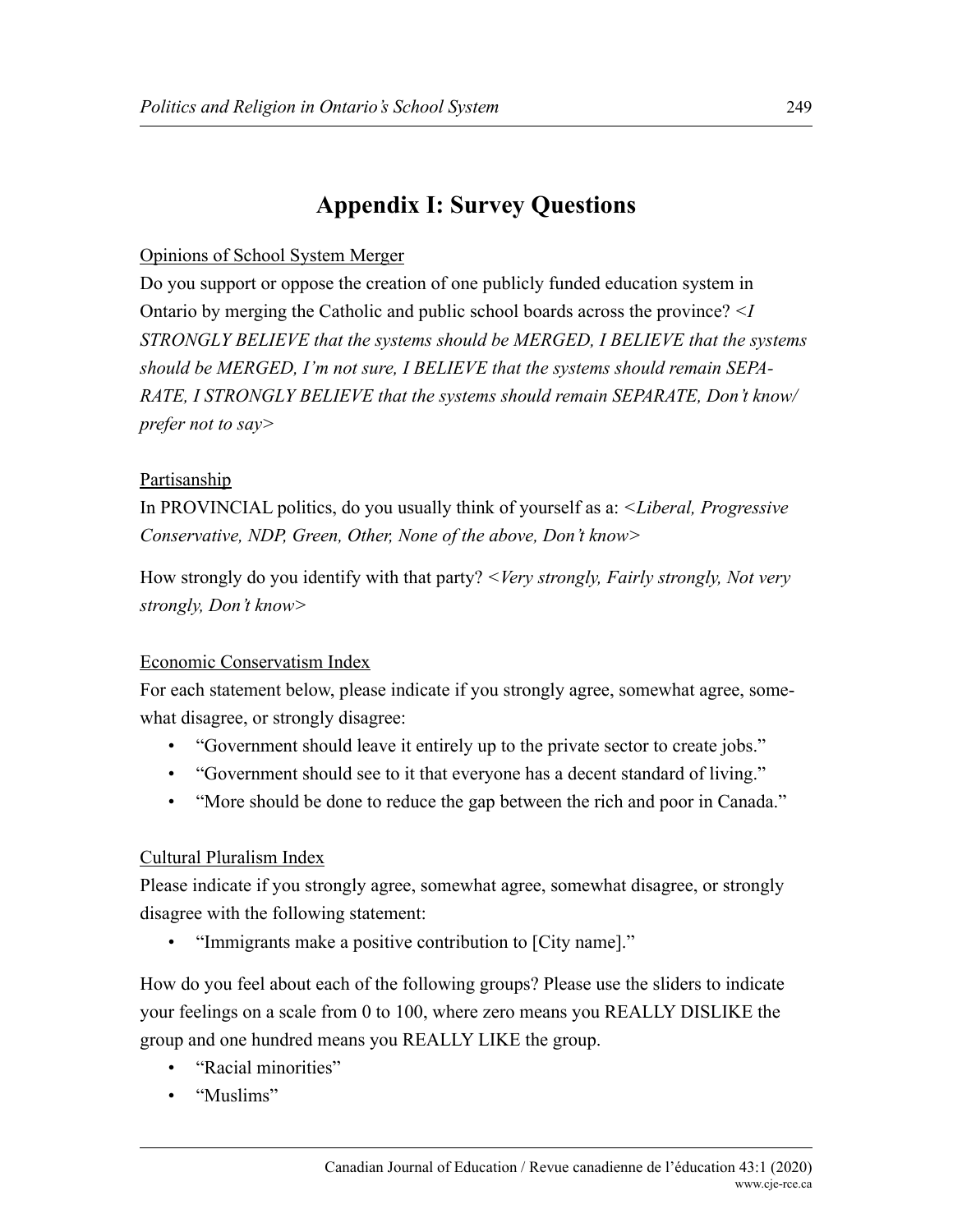# Appendix I: Survey Questions

Opinions of School System Merger

Do you support or oppose the creation of one publicly funded education system in Ontario by merging the Catholic and public school boards across the province? <*I STRONGLY BELIEVE that the systems should be MERGED, I BELIEVE that the systems should be MERGED, I'm not sure, I BELIEVE that the systems should remain SEPARATE, I STRONGLY BELIEVE that the systems should remain SEPARATE, Don't know/ prefer not to say*>

Partisanship

In PROVINCIAL politics, do you usually think of yourself as a: <*Liberal, Progressive Conservative, NDP, Green, Other, None of the above, Don't know*>

How strongly do you identify with that party? <*Very strongly, Fairly strongly, Not very strongly, Don't know*>

Economic Conservatism Index

For each statement below, please indicate if you strongly agree, somewhat agree, somewhat disagree, or strongly disagree:

- "Government should leave it entirely up to the private sector to create jobs."
- "Government should see to it that everyone has a decent standard of living."
- "More should be done to reduce the gap between the rich and poor in Canada."

Cultural Pluralism Index

Please indicate if you strongly agree, somewhat agree, somewhat disagree, or strongly disagree with the following statement:

- "Immigrants make a positive contribution to [City name]."

How do you feel about each of the following groups? Please use the sliders to indicate your feelings on a scale from 0 to 100, where zero means you REALLY DISLIKE the group and one hundred means you REALLY LIKE the group.

- "Racial minorities"
- "Muslims"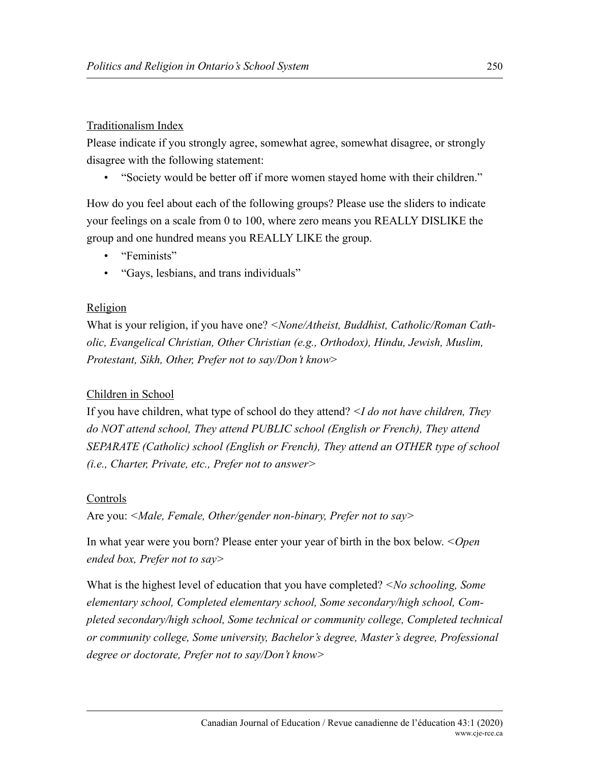<u>Traditionalism Index</u>

Please indicate if you strongly agree, somewhat agree, somewhat disagree, or strongly disagree with the following statement:

- "Society would be better off if more women stayed home with their children."

How do you feel about each of the following groups? Please use the sliders to indicate your feelings on a scale from 0 to 100, where zero means you REALLY DISLIKE the group and one hundred means you REALLY LIKE the group.

- "Feminists"
- "Gays, lesbians, and trans individuals"

<u>Religion</u>

What is your religion, if you have one? <*None/Atheist, Buddhist, Catholic/Roman Catholic, Evangelical Christian, Other Christian (e.g., Orthodox), Hindu, Jewish, Muslim, Protestant, Sikh, Other, Prefer not to say/Don't know*>

<u>Children in School</u>

If you have children, what type of school do they attend? <*I do not have children, They do NOT attend school, They attend PUBLIC school (English or French), They attend SEPARATE (Catholic) school (English or French), They attend an OTHER type of school (i.e., Charter, Private, etc., Prefer not to answer*>

<u>Controls</u>

Are you: <*Male, Female, Other/gender non-binary, Prefer not to say*>

In what year were you born? Please enter your year of birth in the box below. <*Open ended box, Prefer not to say*>

What is the highest level of education that you have completed? <*No schooling, Some elementary school, Completed elementary school, Some secondary/high school, Completed secondary/high school, Some technical or community college, Completed technical or community college, Some university, Bachelor's degree, Master's degree, Professional degree or doctorate, Prefer not to say/Don't know*>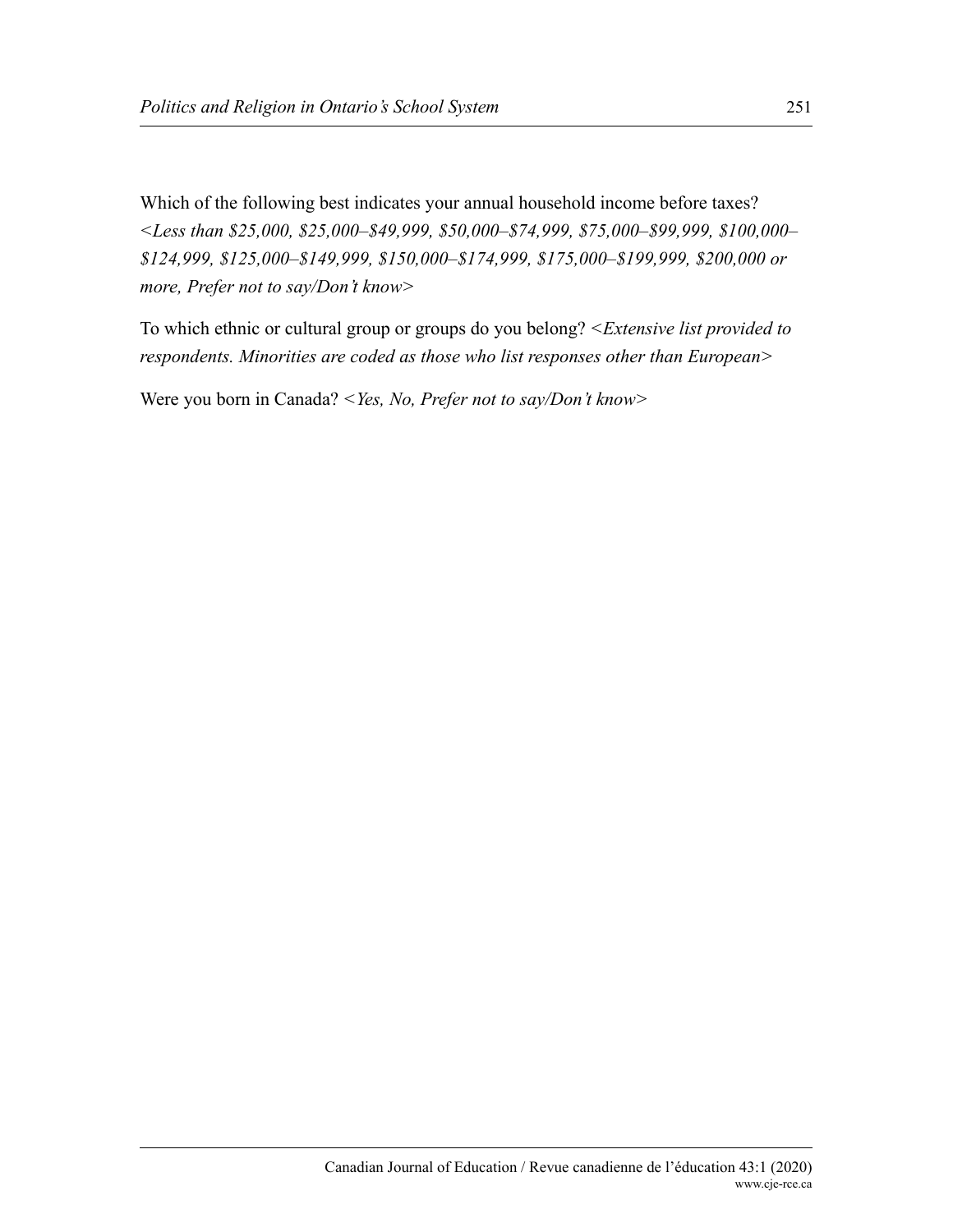Which of the following best indicates your annual household income before taxes? *<Less than $25,000, $25,000–$49,999, $50,000–$74,999, $75,000–$99,999, $100,000–$124,999, $125,000–$149,999, $150,000–$174,999, $175,000–$199,999, $200,000 or more, Prefer not to say/Don't know>*

To which ethnic or cultural group or groups do you belong? *<Extensive list provided to respondents. Minorities are coded as those who list responses other than European>*

Were you born in Canada? *<Yes, No, Prefer not to say/Don't know>*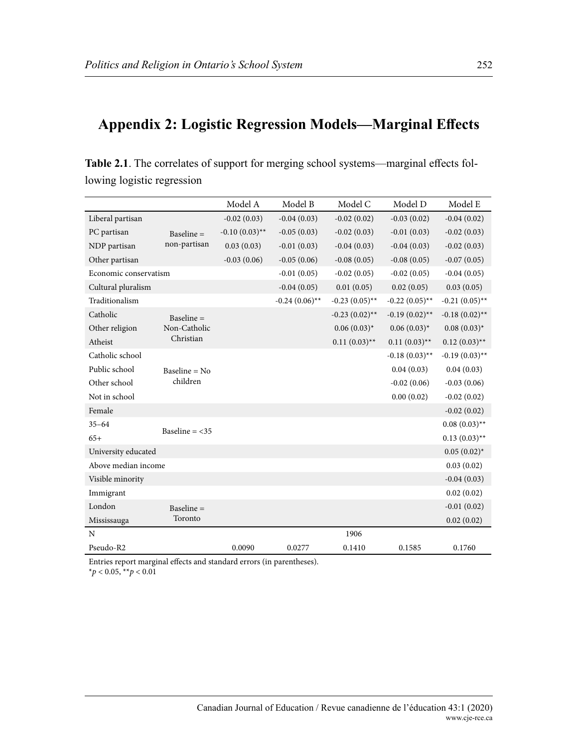## Appendix 2: Logistic Regression Models—Marginal Effects

**Table 2.1**. The correlates of support for merging school systems—marginal effects following logistic regression

| | | Model A | Model B | Model C | Model D | Model E |
|---|---|---|---|---|---|---|
| Liberal partisan | Baseline = non-partisan | -0.02 (0.03) | -0.04 (0.03) | -0.02 (0.02) | -0.03 (0.02) | -0.04 (0.02) |
| PC partisan | | -0.10 (0.03)** | -0.05 (0.03) | -0.02 (0.03) | -0.01 (0.03) | -0.02 (0.03) |
| NDP partisan | | 0.03 (0.03) | -0.01 (0.03) | -0.04 (0.03) | -0.04 (0.03) | -0.02 (0.03) |
| Other partisan | | -0.03 (0.06) | -0.05 (0.06) | -0.08 (0.05) | -0.08 (0.05) | -0.07 (0.05) |
| Economic conservatism | | | -0.01 (0.05) | -0.02 (0.05) | -0.02 (0.05) | -0.04 (0.05) |
| Cultural pluralism | | | -0.04 (0.05) | 0.01 (0.05) | 0.02 (0.05) | 0.03 (0.05) |
| Traditionalism | | | -0.24 (0.06)** | -0.23 (0.05)** | -0.22 (0.05)** | -0.21 (0.05)** |
| Catholic | Baseline = Non-Catholic Christian | | | -0.23 (0.02)** | -0.19 (0.02)** | -0.18 (0.02)** |
| Other religion | | | | 0.06 (0.03)* | 0.06 (0.03)* | 0.08 (0.03)* |
| Atheist | | | | 0.11 (0.03)** | 0.11 (0.03)** | 0.12 (0.03)** |
| Catholic school | Baseline = No children | | | | -0.18 (0.03)** | -0.19 (0.03)** |
| Public school | | | | | 0.04 (0.03) | 0.04 (0.03) |
| Other school | | | | | -0.02 (0.06) | -0.03 (0.06) |
| Not in school | | | | | 0.00 (0.02) | -0.02 (0.02) |
| Female | | | | | | -0.02 (0.02) |
| 35–64 | Baseline = <35 | | | | | 0.08 (0.03)** |
| 65+ | | | | | | 0.13 (0.03)** |
| University educated | | | | | | 0.05 (0.02)* |
| Above median income | | | | | | 0.03 (0.02) |
| Visible minority | | | | | | -0.04 (0.03) |
| Immigrant | | | | | | 0.02 (0.02) |
| London | Baseline = Toronto | | | | | -0.01 (0.02) |
| Mississauga | | | | | | 0.02 (0.02) |
| N | | | | 1906 | | |
| Pseudo-R2 | | 0.0090 | 0.0277 | 0.1410 | 0.1585 | 0.1760 |

Entries report marginal effects and standard errors (in parentheses).
* $p < 0.05$, ** $p < 0.01$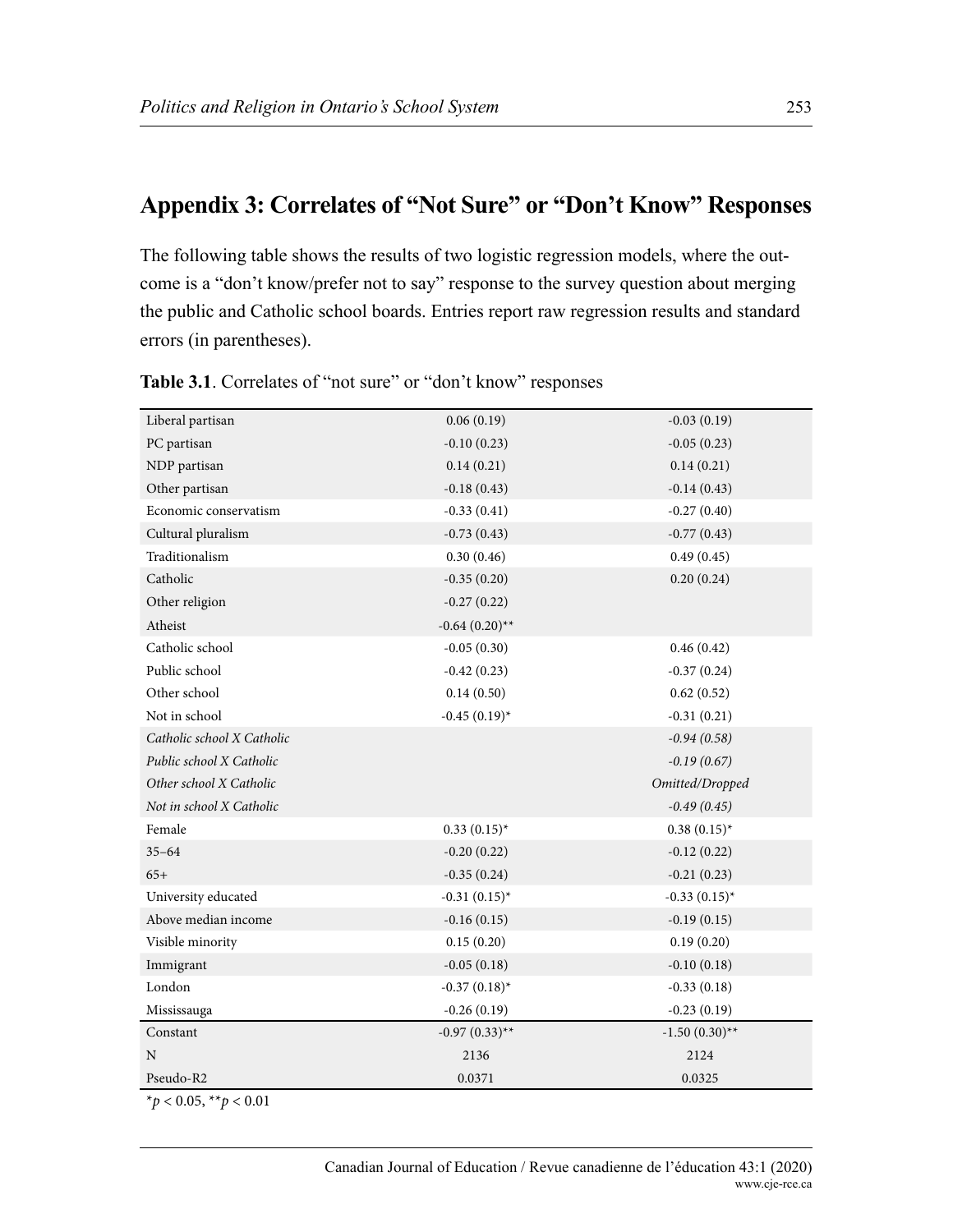## Appendix 3: Correlates of "Not Sure" or "Don't Know" Responses

The following table shows the results of two logistic regression models, where the outcome is a "don't know/prefer not to say" response to the survey question about merging the public and Catholic school boards. Entries report raw regression results and standard errors (in parentheses).

**Table 3.1**. Correlates of "not sure" or "don't know" responses

| | | |
|---|---|---|
| Liberal partisan | 0.06 (0.19) | -0.03 (0.19) |
| PC partisan | -0.10 (0.23) | -0.05 (0.23) |
| NDP partisan | 0.14 (0.21) | 0.14 (0.21) |
| Other partisan | -0.18 (0.43) | -0.14 (0.43) |
| Economic conservatism | -0.33 (0.41) | -0.27 (0.40) |
| Cultural pluralism | -0.73 (0.43) | -0.77 (0.43) |
| Traditionalism | 0.30 (0.46) | 0.49 (0.45) |
| Catholic | -0.35 (0.20) | 0.20 (0.24) |
| Other religion | -0.27 (0.22) | |
| Atheist | -0.64 (0.20)** | |
| Catholic school | -0.05 (0.30) | 0.46 (0.42) |
| Public school | -0.42 (0.23) | -0.37 (0.24) |
| Other school | 0.14 (0.50) | 0.62 (0.52) |
| Not in school | -0.45 (0.19)* | -0.31 (0.21) |
| *Catholic school X Catholic* | | *-0.94 (0.58)* |
| *Public school X Catholic* | | *-0.19 (0.67)* |
| *Other school X Catholic* | | *Omitted/Dropped* |
| *Not in school X Catholic* | | *-0.49 (0.45)* |
| Female | 0.33 (0.15)* | 0.38 (0.15)* |
| 35–64 | -0.20 (0.22) | -0.12 (0.22) |
| 65+ | -0.35 (0.24) | -0.21 (0.23) |
| University educated | -0.31 (0.15)* | -0.33 (0.15)* |
| Above median income | -0.16 (0.15) | -0.19 (0.15) |
| Visible minority | 0.15 (0.20) | 0.19 (0.20) |
| Immigrant | -0.05 (0.18) | -0.10 (0.18) |
| London | -0.37 (0.18)* | -0.33 (0.18) |
| Mississauga | -0.26 (0.19) | -0.23 (0.19) |
| Constant | -0.97 (0.33)** | -1.50 (0.30)** |
| N | 2136 | 2124 |
| Pseudo-R2 | 0.0371 | 0.0325 |

*$p < 0.05$, **$p < 0.01$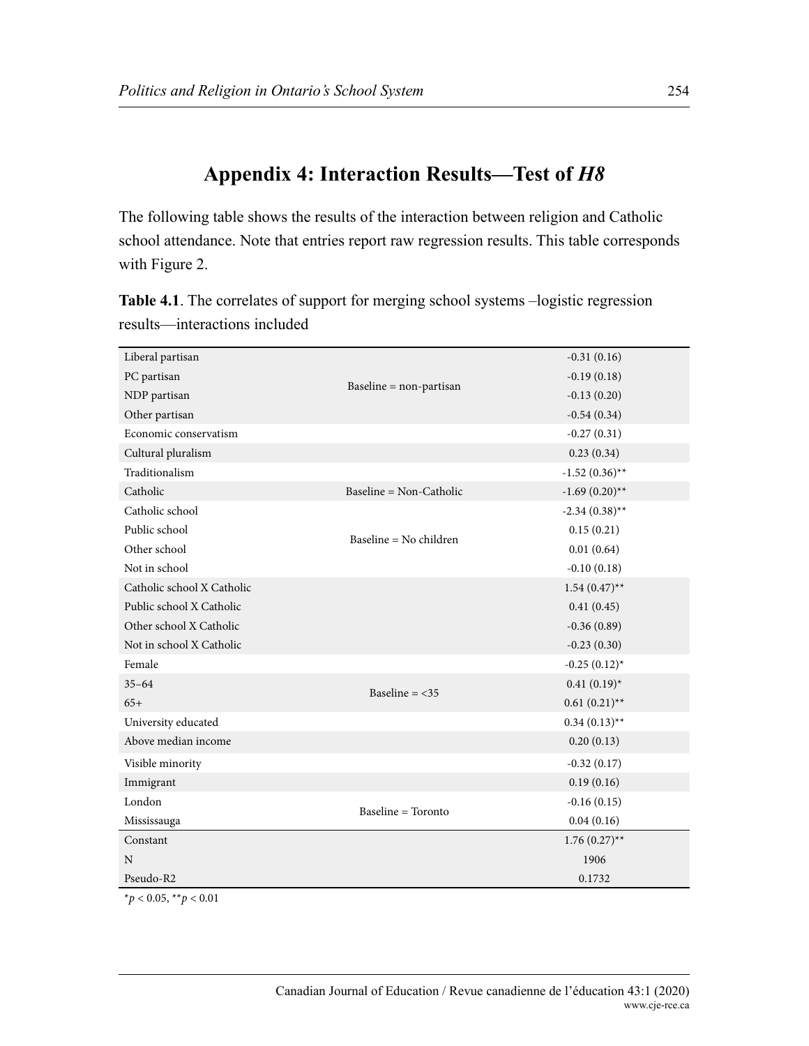## Appendix 4: Interaction Results—Test of *H8*

The following table shows the results of the interaction between religion and Catholic school attendance. Note that entries report raw regression results. This table corresponds with Figure 2.

**Table 4.1**. The correlates of support for merging school systems –logistic regression results—interactions included

| | | |
|---|---|---|
| Liberal partisan | Baseline = non-partisan | -0.31 (0.16) |
| PC partisan | | -0.19 (0.18) |
| NDP partisan | | -0.13 (0.20) |
| Other partisan | | -0.54 (0.34) |
| Economic conservatism | | -0.27 (0.31) |
| Cultural pluralism | | 0.23 (0.34) |
| Traditionalism | | -1.52 (0.36)** |
| Catholic | Baseline = Non-Catholic | -1.69 (0.20)** |
| Catholic school | Baseline = No children | -2.34 (0.38)** |
| Public school | | 0.15 (0.21) |
| Other school | | 0.01 (0.64) |
| Not in school | | -0.10 (0.18) |
| Catholic school X Catholic | | 1.54 (0.47)** |
| Public school X Catholic | | 0.41 (0.45) |
| Other school X Catholic | | -0.36 (0.89) |
| Not in school X Catholic | | -0.23 (0.30) |
| Female | | -0.25 (0.12)* |
| 35–64 | Baseline = <35 | 0.41 (0.19)* |
| 65+ | | 0.61 (0.21)** |
| University educated | | 0.34 (0.13)** |
| Above median income | | 0.20 (0.13) |
| Visible minority | | -0.32 (0.17) |
| Immigrant | | 0.19 (0.16) |
| London | Baseline = Toronto | -0.16 (0.15) |
| Mississauga | | 0.04 (0.16) |
| Constant | | 1.76 (0.27)** |
| N | | 1906 |
| Pseudo-R2 | | 0.1732 |

*$p < 0.05$, **$p < 0.01$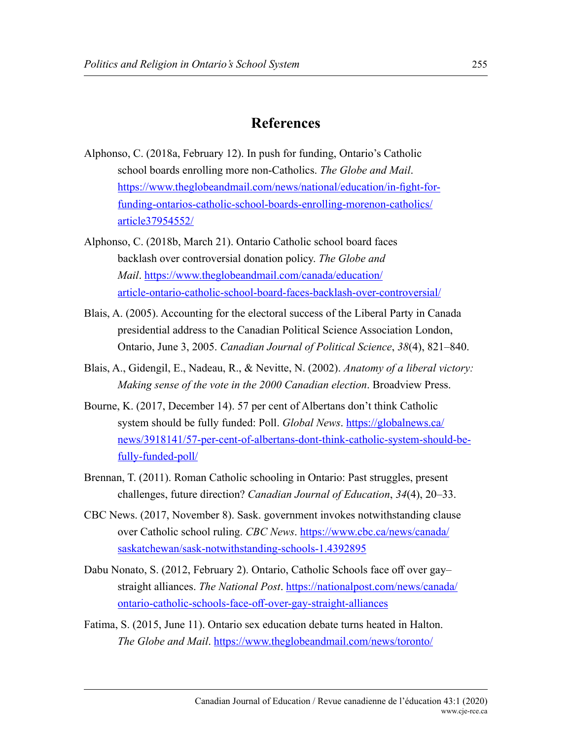## References

Alphonso, C. (2018a, February 12). In push for funding, Ontario's Catholic school boards enrolling more non-Catholics. *The Globe and Mail*. https://www.theglobeandmail.com/news/national/education/in-fight-for-funding-ontarios-catholic-school-boards-enrolling-morenon-catholics/article37954552/

Alphonso, C. (2018b, March 21). Ontario Catholic school board faces backlash over controversial donation policy. *The Globe and Mail*. https://www.theglobeandmail.com/canada/education/article-ontario-catholic-school-board-faces-backlash-over-controversial/

Blais, A. (2005). Accounting for the electoral success of the Liberal Party in Canada presidential address to the Canadian Political Science Association London, Ontario, June 3, 2005. *Canadian Journal of Political Science*, *38*(4), 821–840.

Blais, A., Gidengil, E., Nadeau, R., & Nevitte, N. (2002). *Anatomy of a liberal victory: Making sense of the vote in the 2000 Canadian election*. Broadview Press.

Bourne, K. (2017, December 14). 57 per cent of Albertans don't think Catholic system should be fully funded: Poll. *Global News*. https://globalnews.ca/news/3918141/57-per-cent-of-albertans-dont-think-catholic-system-should-be-fully-funded-poll/

Brennan, T. (2011). Roman Catholic schooling in Ontario: Past struggles, present challenges, future direction? *Canadian Journal of Education*, *34*(4), 20–33.

CBC News. (2017, November 8). Sask. government invokes notwithstanding clause over Catholic school ruling. *CBC News*. https://www.cbc.ca/news/canada/saskatchewan/sask-notwithstanding-schools-1.4392895

Dabu Nonato, S. (2012, February 2). Ontario, Catholic Schools face off over gay–straight alliances. *The National Post*. https://nationalpost.com/news/canada/ontario-catholic-schools-face-off-over-gay-straight-alliances

Fatima, S. (2015, June 11). Ontario sex education debate turns heated in Halton. *The Globe and Mail*. https://www.theglobeandmail.com/news/toronto/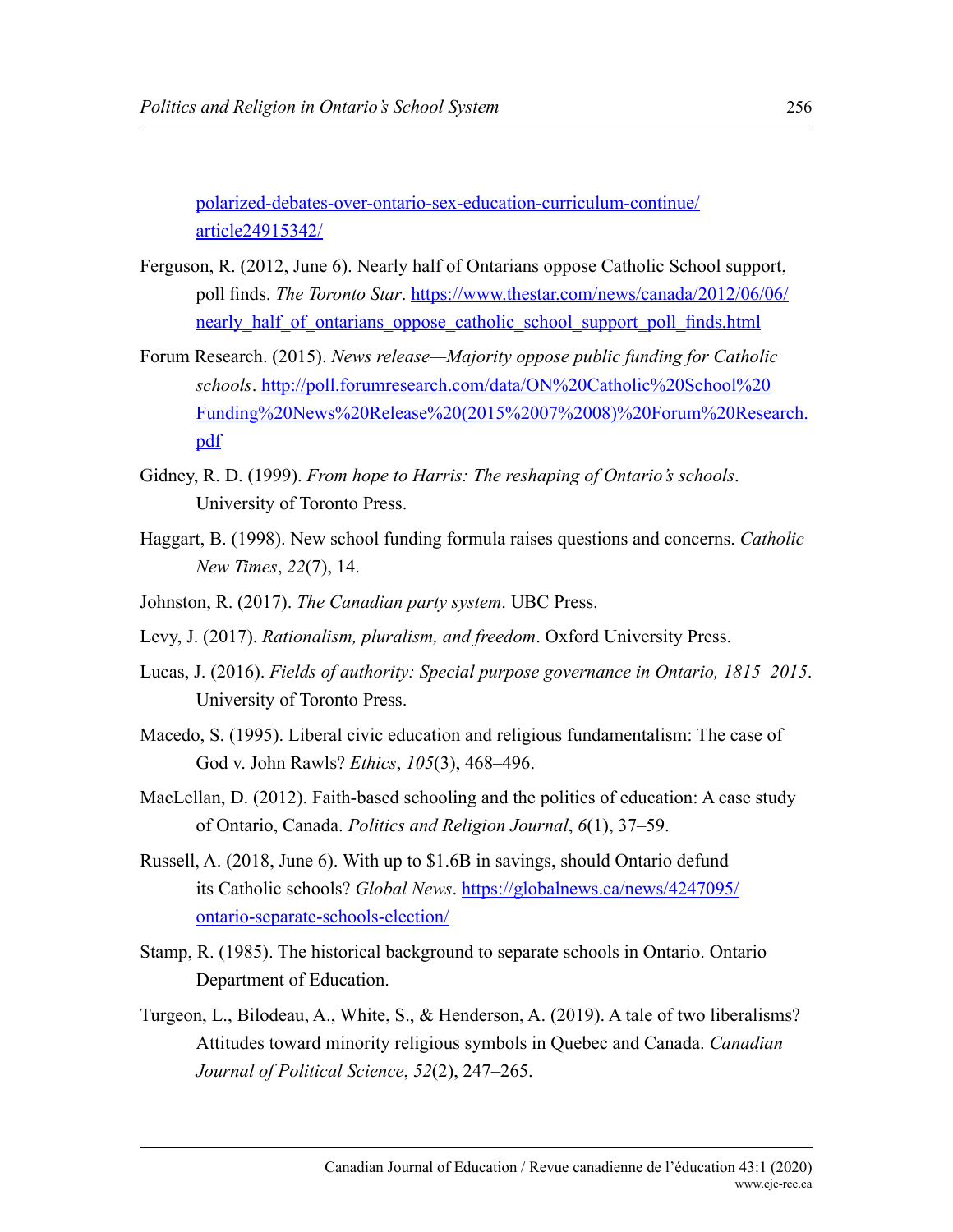polarized-debates-over-ontario-sex-education-curriculum-continue/article24915342/

Ferguson, R. (2012, June 6). Nearly half of Ontarians oppose Catholic School support, poll finds. *The Toronto Star*. https://www.thestar.com/news/canada/2012/06/06/nearly_half_of_ontarians_oppose_catholic_school_support_poll_finds.html

Forum Research. (2015). *News release—Majority oppose public funding for Catholic schools*. http://poll.forumresearch.com/data/ON%20Catholic%20School%20Funding%20News%20Release%20(2015%2007%2008)%20Forum%20Research.pdf

Gidney, R. D. (1999). *From hope to Harris: The reshaping of Ontario's schools*. University of Toronto Press.

Haggart, B. (1998). New school funding formula raises questions and concerns. *Catholic New Times*, *22*(7), 14.

Johnston, R. (2017). *The Canadian party system*. UBC Press.

Levy, J. (2017). *Rationalism, pluralism, and freedom*. Oxford University Press.

Lucas, J. (2016). *Fields of authority: Special purpose governance in Ontario, 1815–2015*. University of Toronto Press.

Macedo, S. (1995). Liberal civic education and religious fundamentalism: The case of God v. John Rawls? *Ethics*, *105*(3), 468–496.

MacLellan, D. (2012). Faith-based schooling and the politics of education: A case study of Ontario, Canada. *Politics and Religion Journal*, *6*(1), 37–59.

Russell, A. (2018, June 6). With up to $1.6B in savings, should Ontario defund its Catholic schools? *Global News*. https://globalnews.ca/news/4247095/ontario-separate-schools-election/

Stamp, R. (1985). The historical background to separate schools in Ontario. Ontario Department of Education.

Turgeon, L., Bilodeau, A., White, S., & Henderson, A. (2019). A tale of two liberalisms? Attitudes toward minority religious symbols in Quebec and Canada. *Canadian Journal of Political Science*, *52*(2), 247–265.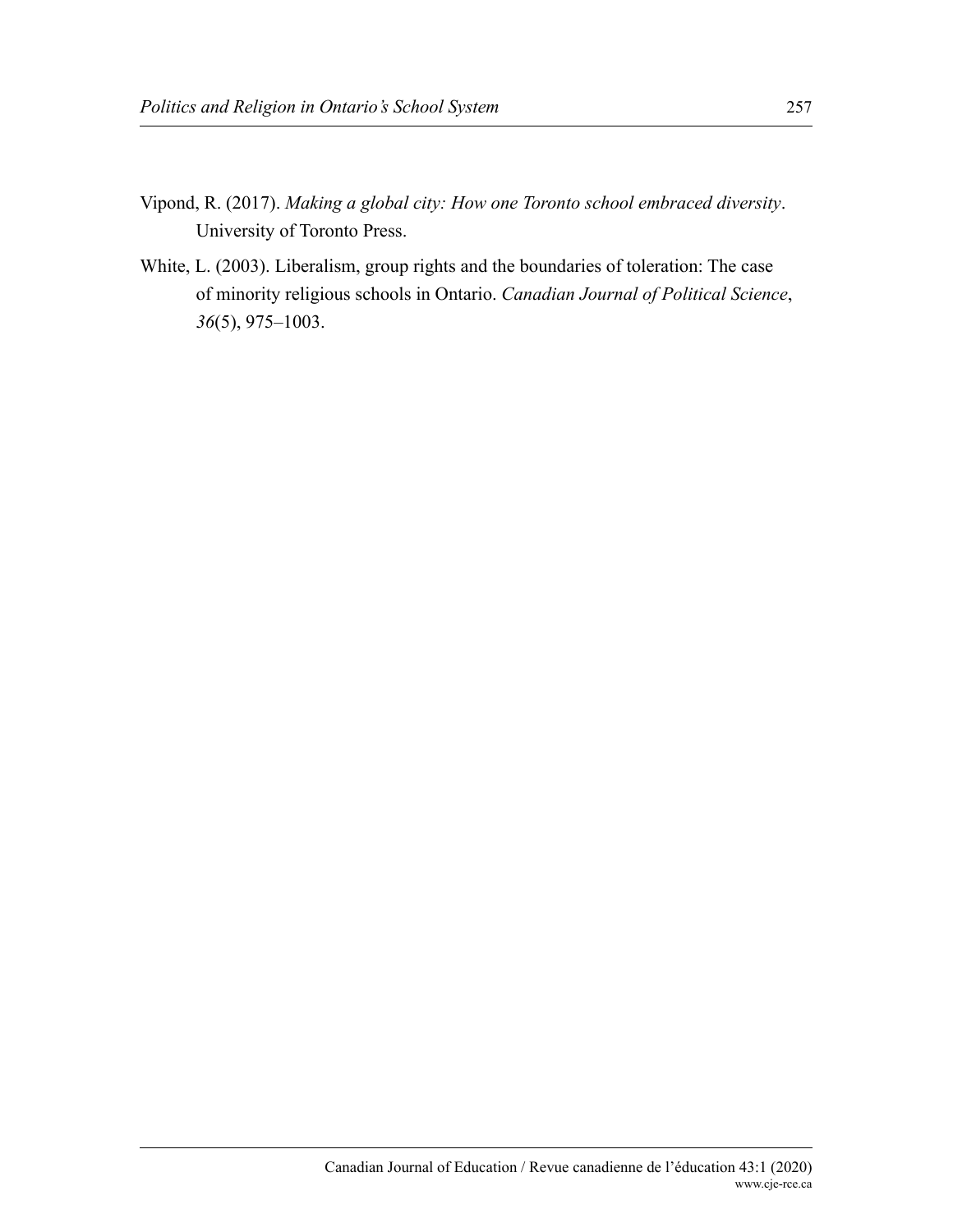Vipond, R. (2017). *Making a global city: How one Toronto school embraced diversity*. University of Toronto Press.

White, L. (2003). Liberalism, group rights and the boundaries of toleration: The case of minority religious schools in Ontario. *Canadian Journal of Political Science*, *36*(5), 975–1003.